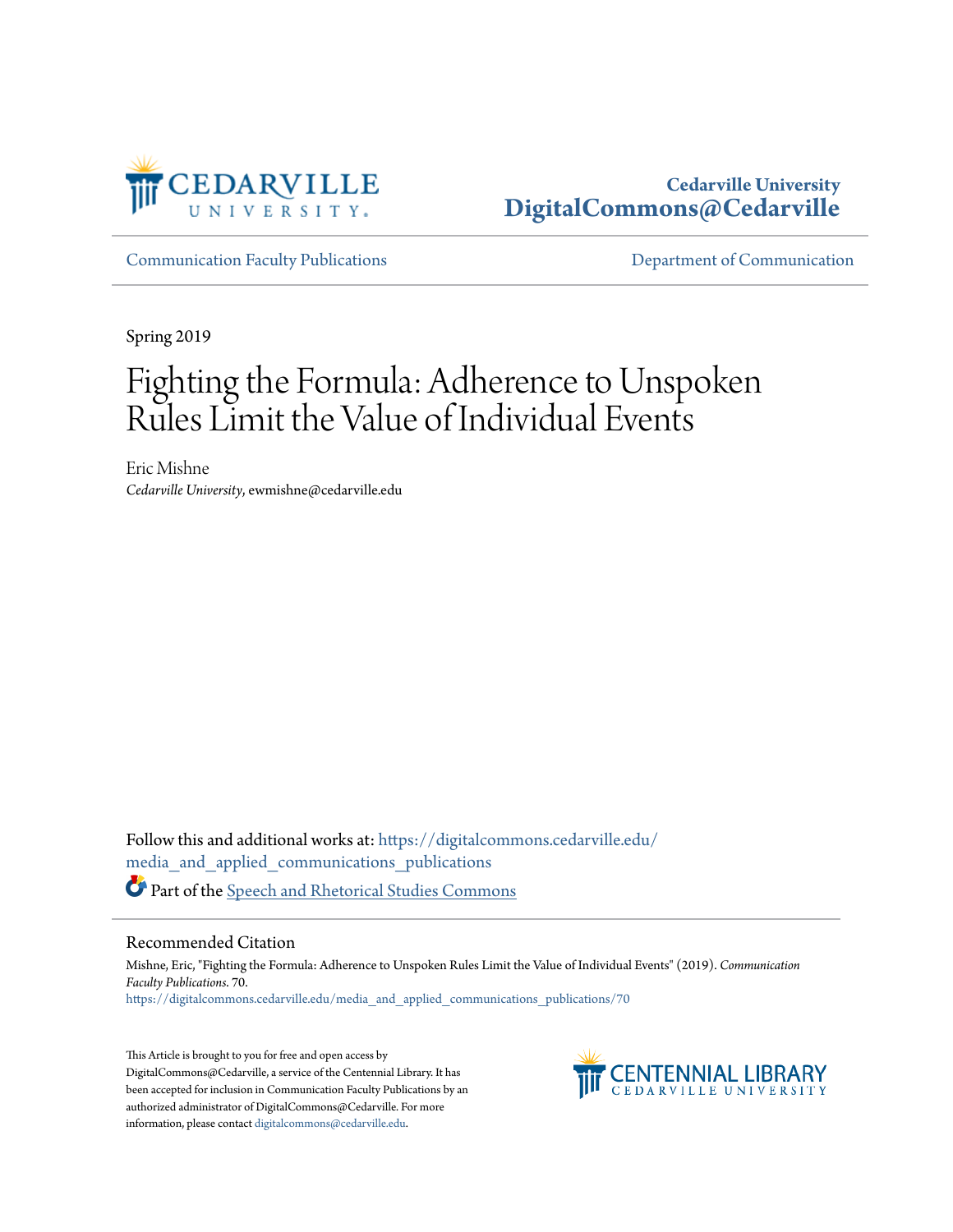Cedarville University
DigitalCommons@Cedarville

Communication Faculty Publications

Department of Communication

Spring 2019

# Fighting the Formula: Adherence to Unspoken Rules Limit the Value of Individual Events

Eric Mishne
*Cedarville University*, ewmishne@cedarville.edu

Follow this and additional works at: https://digitalcommons.cedarville.edu/media_and_applied_communications_publications

Part of the Speech and Rhetorical Studies Commons

## Recommended Citation

Mishne, Eric, "Fighting the Formula: Adherence to Unspoken Rules Limit the Value of Individual Events" (2019). *Communication Faculty Publications*. 70.
https://digitalcommons.cedarville.edu/media_and_applied_communications_publications/70

This Article is brought to you for free and open access by DigitalCommons@Cedarville, a service of the Centennial Library. It has been accepted for inclusion in Communication Faculty Publications by an authorized administrator of DigitalCommons@Cedarville. For more information, please contact digitalcommons@cedarville.edu.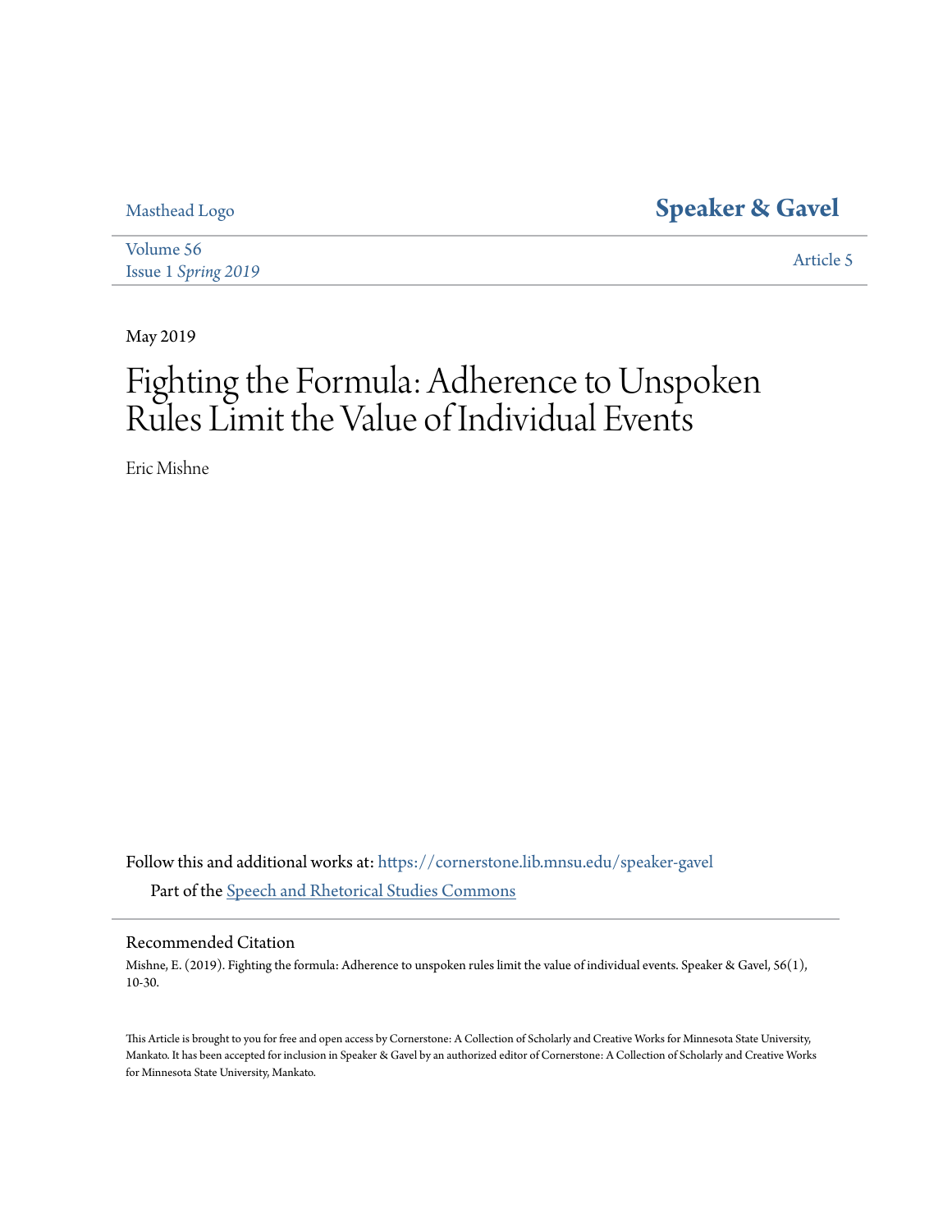Masthead Logo

# Speaker & Gavel

Volume 56
Issue 1 *Spring 2019*

Article 5

May 2019

# Fighting the Formula: Adherence to Unspoken Rules Limit the Value of Individual Events

Eric Mishne

Follow this and additional works at: https://cornerstone.lib.mnsu.edu/speaker-gavel

Part of the Speech and Rhetorical Studies Commons

## Recommended Citation

Mishne, E. (2019). Fighting the formula: Adherence to unspoken rules limit the value of individual events. Speaker & Gavel, 56(1), 10-30.

This Article is brought to you for free and open access by Cornerstone: A Collection of Scholarly and Creative Works for Minnesota State University, Mankato. It has been accepted for inclusion in Speaker & Gavel by an authorized editor of Cornerstone: A Collection of Scholarly and Creative Works for Minnesota State University, Mankato.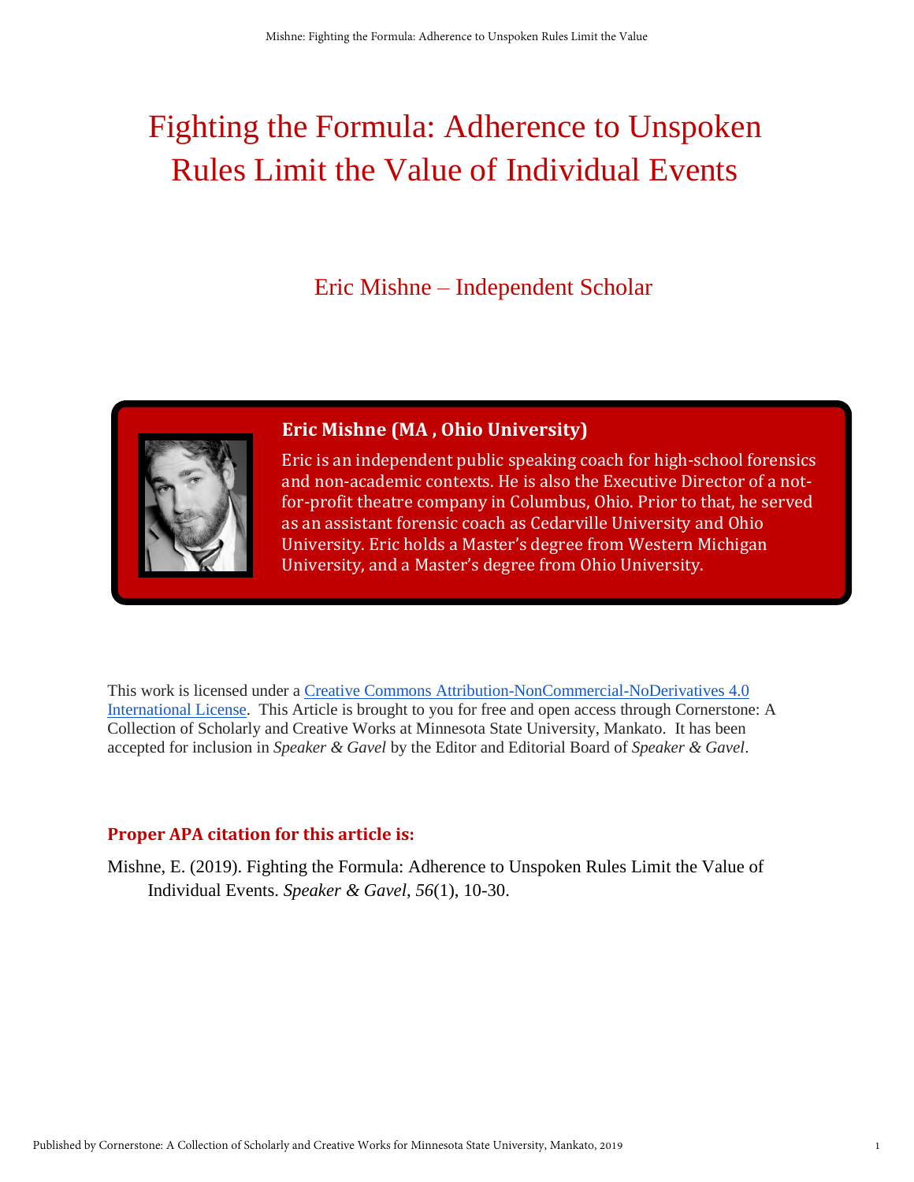# Fighting the Formula: Adherence to Unspoken Rules Limit the Value of Individual Events

Eric Mishne – Independent Scholar

**Eric Mishne (MA , Ohio University)**

Eric is an independent public speaking coach for high-school forensics and non-academic contexts. He is also the Executive Director of a not-for-profit theatre company in Columbus, Ohio. Prior to that, he served as an assistant forensic coach as Cedarville University and Ohio University. Eric holds a Master's degree from Western Michigan University, and a Master's degree from Ohio University.

This work is licensed under a Creative Commons Attribution-NonCommercial-NoDerivatives 4.0 International License. This Article is brought to you for free and open access through Cornerstone: A Collection of Scholarly and Creative Works at Minnesota State University, Mankato. It has been accepted for inclusion in *Speaker & Gavel* by the Editor and Editorial Board of *Speaker & Gavel*.

**Proper APA citation for this article is:**

Mishne, E. (2019). Fighting the Formula: Adherence to Unspoken Rules Limit the Value of Individual Events. *Speaker & Gavel*, *56*(1), 10-30.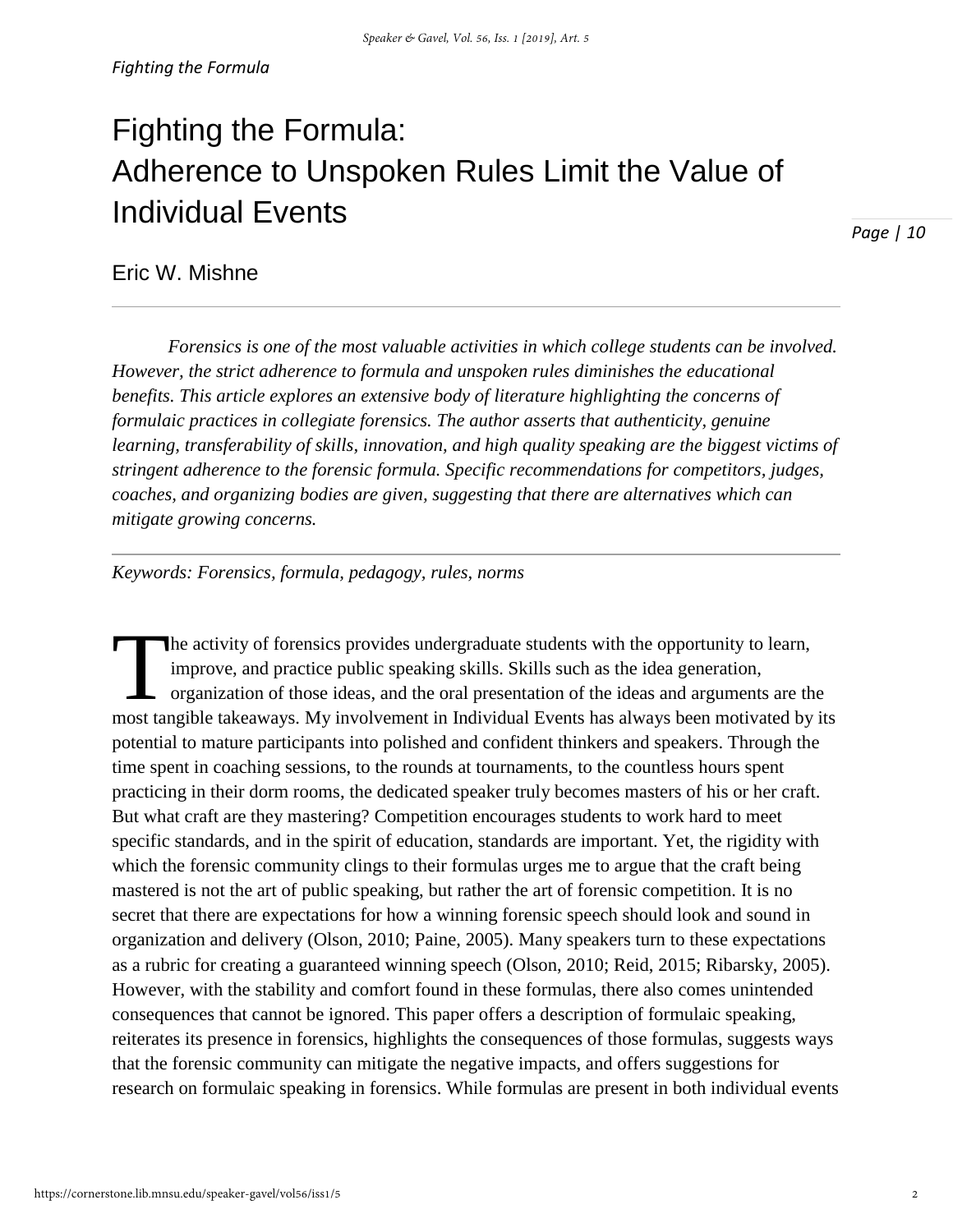# Fighting the Formula: Adherence to Unspoken Rules Limit the Value of Individual Events

Eric W. Mishne

---

*Forensics is one of the most valuable activities in which college students can be involved. However, the strict adherence to formula and unspoken rules diminishes the educational benefits. This article explores an extensive body of literature highlighting the concerns of formulaic practices in collegiate forensics. The author asserts that authenticity, genuine learning, transferability of skills, innovation, and high quality speaking are the biggest victims of stringent adherence to the forensic formula. Specific recommendations for competitors, judges, coaches, and organizing bodies are given, suggesting that there are alternatives which can mitigate growing concerns.*

---

*Keywords: Forensics, formula, pedagogy, rules, norms*

The activity of forensics provides undergraduate students with the opportunity to learn, improve, and practice public speaking skills. Skills such as the idea generation, organization of those ideas, and the oral presentation of the ideas and arguments are the most tangible takeaways. My involvement in Individual Events has always been motivated by its potential to mature participants into polished and confident thinkers and speakers. Through the time spent in coaching sessions, to the rounds at tournaments, to the countless hours spent practicing in their dorm rooms, the dedicated speaker truly becomes masters of his or her craft. But what craft are they mastering? Competition encourages students to work hard to meet specific standards, and in the spirit of education, standards are important. Yet, the rigidity with which the forensic community clings to their formulas urges me to argue that the craft being mastered is not the art of public speaking, but rather the art of forensic competition. It is no secret that there are expectations for how a winning forensic speech should look and sound in organization and delivery (Olson, 2010; Paine, 2005). Many speakers turn to these expectations as a rubric for creating a guaranteed winning speech (Olson, 2010; Reid, 2015; Ribarsky, 2005). However, with the stability and comfort found in these formulas, there also comes unintended consequences that cannot be ignored. This paper offers a description of formulaic speaking, reiterates its presence in forensics, highlights the consequences of those formulas, suggests ways that the forensic community can mitigate the negative impacts, and offers suggestions for research on formulaic speaking in forensics. While formulas are present in both individual events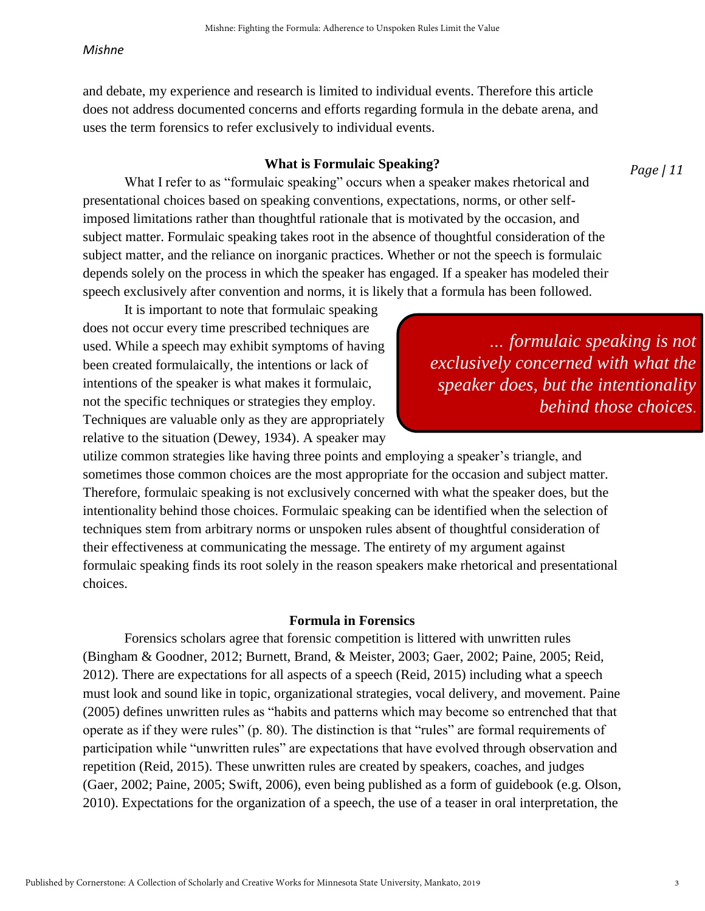and debate, my experience and research is limited to individual events. Therefore this article does not address documented concerns and efforts regarding formula in the debate arena, and uses the term forensics to refer exclusively to individual events.

### What is Formulaic Speaking?

What I refer to as "formulaic speaking" occurs when a speaker makes rhetorical and presentational choices based on speaking conventions, expectations, norms, or other self-imposed limitations rather than thoughtful rationale that is motivated by the occasion, and subject matter. Formulaic speaking takes root in the absence of thoughtful consideration of the subject matter, and the reliance on inorganic practices. Whether or not the speech is formulaic depends solely on the process in which the speaker has engaged. If a speaker has modeled their speech exclusively after convention and norms, it is likely that a formula has been followed.

It is important to note that formulaic speaking does not occur every time prescribed techniques are used. While a speech may exhibit symptoms of having been created formulaically, the intentions or lack of intentions of the speaker is what makes it formulaic, not the specific techniques or strategies they employ. Techniques are valuable only as they are appropriately relative to the situation (Dewey, 1934). A speaker may utilize common strategies like having three points and employing a speaker's triangle, and sometimes those common choices are the most appropriate for the occasion and subject matter. Therefore, formulaic speaking is not exclusively concerned with what the speaker does, but the intentionality behind those choices. Formulaic speaking can be identified when the selection of techniques stem from arbitrary norms or unspoken rules absent of thoughtful consideration of their effectiveness at communicating the message. The entirety of my argument against formulaic speaking finds its root solely in the reason speakers make rhetorical and presentational choices.

> *... formulaic speaking is not exclusively concerned with what the speaker does, but the intentionality behind those choices.*

### Formula in Forensics

Forensics scholars agree that forensic competition is littered with unwritten rules (Bingham & Goodner, 2012; Burnett, Brand, & Meister, 2003; Gaer, 2002; Paine, 2005; Reid, 2012). There are expectations for all aspects of a speech (Reid, 2015) including what a speech must look and sound like in topic, organizational strategies, vocal delivery, and movement. Paine (2005) defines unwritten rules as "habits and patterns which may become so entrenched that that operate as if they were rules" (p. 80). The distinction is that "rules" are formal requirements of participation while "unwritten rules" are expectations that have evolved through observation and repetition (Reid, 2015). These unwritten rules are created by speakers, coaches, and judges (Gaer, 2002; Paine, 2005; Swift, 2006), even being published as a form of guidebook (e.g. Olson, 2010). Expectations for the organization of a speech, the use of a teaser in oral interpretation, the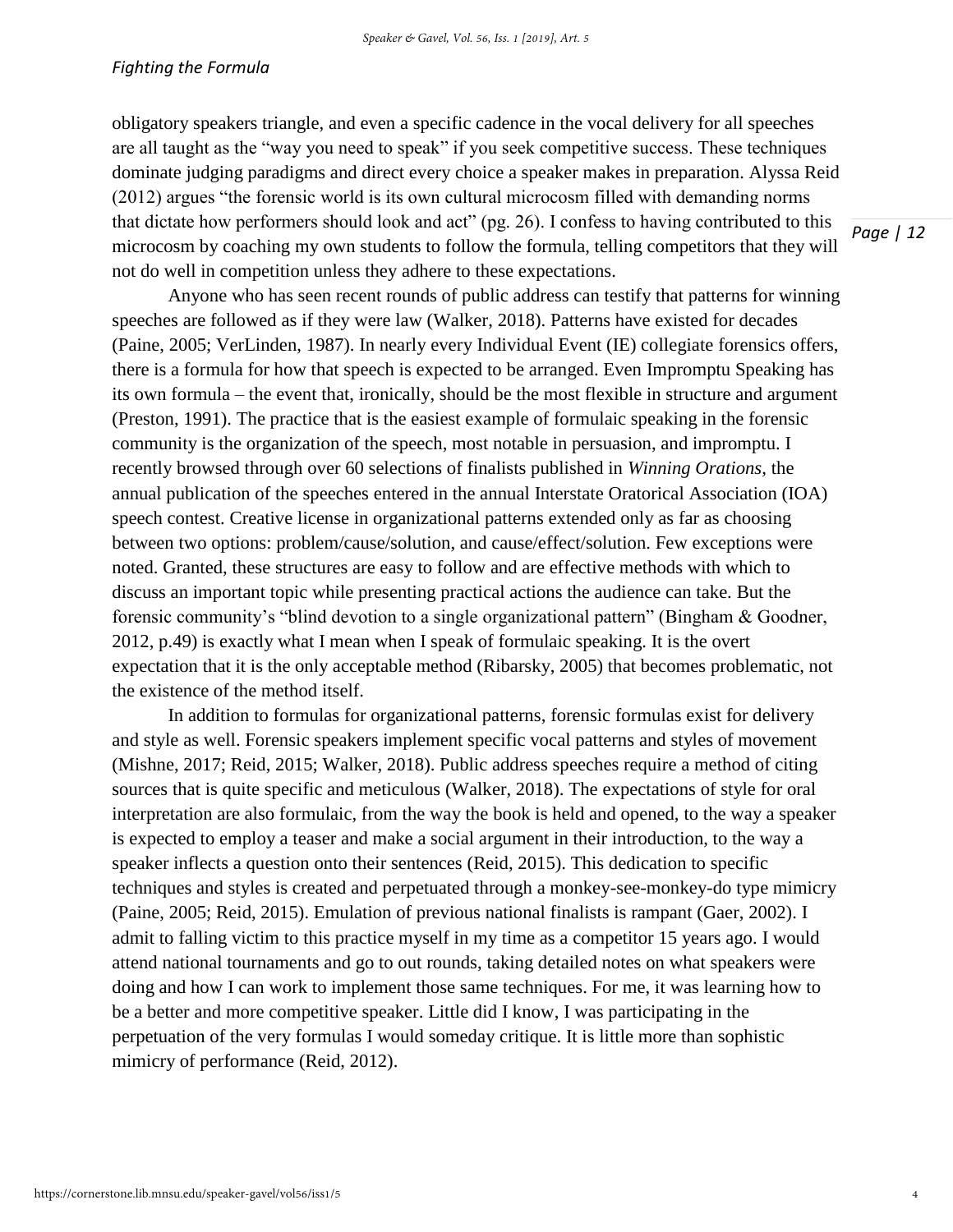obligatory speakers triangle, and even a specific cadence in the vocal delivery for all speeches are all taught as the "way you need to speak" if you seek competitive success. These techniques dominate judging paradigms and direct every choice a speaker makes in preparation. Alyssa Reid (2012) argues "the forensic world is its own cultural microcosm filled with demanding norms that dictate how performers should look and act" (pg. 26). I confess to having contributed to this microcosm by coaching my own students to follow the formula, telling competitors that they will not do well in competition unless they adhere to these expectations.

Anyone who has seen recent rounds of public address can testify that patterns for winning speeches are followed as if they were law (Walker, 2018). Patterns have existed for decades (Paine, 2005; VerLinden, 1987). In nearly every Individual Event (IE) collegiate forensics offers, there is a formula for how that speech is expected to be arranged. Even Impromptu Speaking has its own formula – the event that, ironically, should be the most flexible in structure and argument (Preston, 1991). The practice that is the easiest example of formulaic speaking in the forensic community is the organization of the speech, most notable in persuasion, and impromptu. I recently browsed through over 60 selections of finalists published in *Winning Orations*, the annual publication of the speeches entered in the annual Interstate Oratorical Association (IOA) speech contest. Creative license in organizational patterns extended only as far as choosing between two options: problem/cause/solution, and cause/effect/solution. Few exceptions were noted. Granted, these structures are easy to follow and are effective methods with which to discuss an important topic while presenting practical actions the audience can take. But the forensic community's "blind devotion to a single organizational pattern" (Bingham & Goodner, 2012, p.49) is exactly what I mean when I speak of formulaic speaking. It is the overt expectation that it is the only acceptable method (Ribarsky, 2005) that becomes problematic, not the existence of the method itself.

In addition to formulas for organizational patterns, forensic formulas exist for delivery and style as well. Forensic speakers implement specific vocal patterns and styles of movement (Mishne, 2017; Reid, 2015; Walker, 2018). Public address speeches require a method of citing sources that is quite specific and meticulous (Walker, 2018). The expectations of style for oral interpretation are also formulaic, from the way the book is held and opened, to the way a speaker is expected to employ a teaser and make a social argument in their introduction, to the way a speaker inflects a question onto their sentences (Reid, 2015). This dedication to specific techniques and styles is created and perpetuated through a monkey-see-monkey-do type mimicry (Paine, 2005; Reid, 2015). Emulation of previous national finalists is rampant (Gaer, 2002). I admit to falling victim to this practice myself in my time as a competitor 15 years ago. I would attend national tournaments and go to out rounds, taking detailed notes on what speakers were doing and how I can work to implement those same techniques. For me, it was learning how to be a better and more competitive speaker. Little did I know, I was participating in the perpetuation of the very formulas I would someday critique. It is little more than sophistic mimicry of performance (Reid, 2012).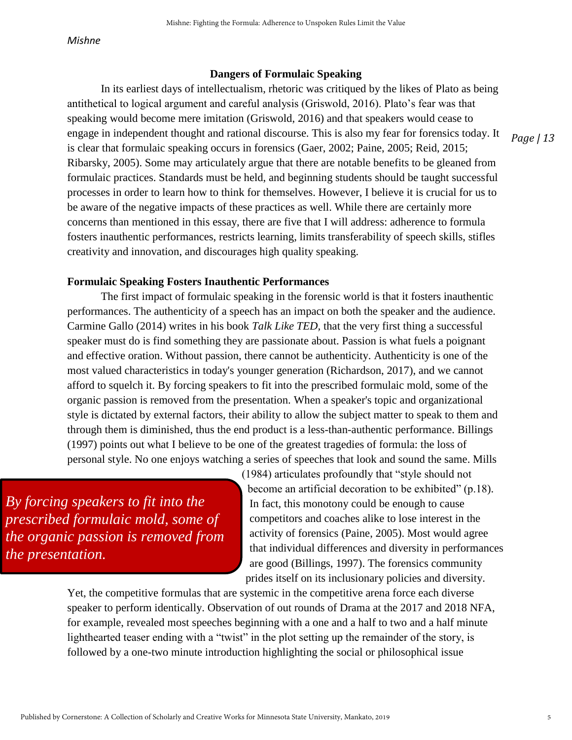## Dangers of Formulaic Speaking

In its earliest days of intellectualism, rhetoric was critiqued by the likes of Plato as being antithetical to logical argument and careful analysis (Griswold, 2016). Plato's fear was that speaking would become mere imitation (Griswold, 2016) and that speakers would cease to engage in independent thought and rational discourse. This is also my fear for forensics today. It is clear that formulaic speaking occurs in forensics (Gaer, 2002; Paine, 2005; Reid, 2015; Ribarsky, 2005). Some may articulately argue that there are notable benefits to be gleaned from formulaic practices. Standards must be held, and beginning students should be taught successful processes in order to learn how to think for themselves. However, I believe it is crucial for us to be aware of the negative impacts of these practices as well. While there are certainly more concerns than mentioned in this essay, there are five that I will address: adherence to formula fosters inauthentic performances, restricts learning, limits transferability of speech skills, stifles creativity and innovation, and discourages high quality speaking.

### Formulaic Speaking Fosters Inauthentic Performances

The first impact of formulaic speaking in the forensic world is that it fosters inauthentic performances. The authenticity of a speech has an impact on both the speaker and the audience. Carmine Gallo (2014) writes in his book *Talk Like TED,* that the very first thing a successful speaker must do is find something they are passionate about. Passion is what fuels a poignant and effective oration. Without passion, there cannot be authenticity. Authenticity is one of the most valued characteristics in today's younger generation (Richardson, 2017), and we cannot afford to squelch it. By forcing speakers to fit into the prescribed formulaic mold, some of the organic passion is removed from the presentation. When a speaker's topic and organizational style is dictated by external factors, their ability to allow the subject matter to speak to them and through them is diminished, thus the end product is a less-than-authentic performance. Billings (1997) points out what I believe to be one of the greatest tragedies of formula: the loss of personal style. No one enjoys watching a series of speeches that look and sound the same. Mills (1984) articulates profoundly that "style should not become an artificial decoration to be exhibited" (p.18). In fact, this monotony could be enough to cause competitors and coaches alike to lose interest in the activity of forensics (Paine, 2005). Most would agree that individual differences and diversity in performances are good (Billings, 1997). The forensics community prides itself on its inclusionary policies and diversity. Yet, the competitive formulas that are systemic in the competitive arena force each diverse speaker to perform identically. Observation of out rounds of Drama at the 2017 and 2018 NFA, for example, revealed most speeches beginning with a one and a half to two and a half minute lighthearted teaser ending with a "twist" in the plot setting up the remainder of the story, is followed by a one-two minute introduction highlighting the social or philosophical issue

> *By forcing speakers to fit into the prescribed formulaic mold, some of the organic passion is removed from the presentation.*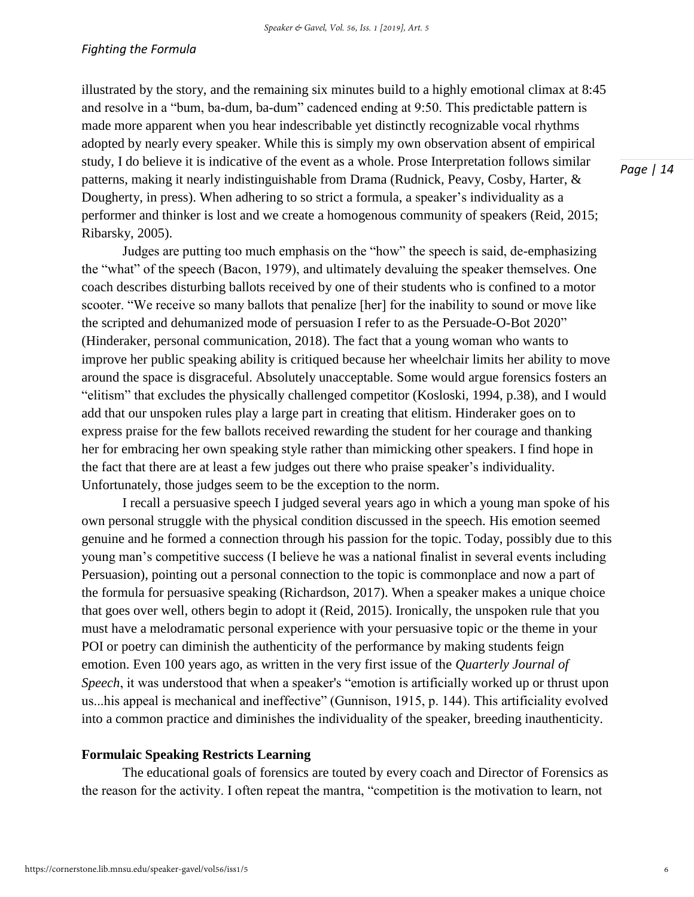illustrated by the story, and the remaining six minutes build to a highly emotional climax at 8:45 and resolve in a "bum, ba-dum, ba-dum" cadenced ending at 9:50. This predictable pattern is made more apparent when you hear indescribable yet distinctly recognizable vocal rhythms adopted by nearly every speaker. While this is simply my own observation absent of empirical study, I do believe it is indicative of the event as a whole. Prose Interpretation follows similar patterns, making it nearly indistinguishable from Drama (Rudnick, Peavy, Cosby, Harter, & Dougherty, in press). When adhering to so strict a formula, a speaker's individuality as a performer and thinker is lost and we create a homogenous community of speakers (Reid, 2015; Ribarsky, 2005).

Judges are putting too much emphasis on the "how" the speech is said, de-emphasizing the "what" of the speech (Bacon, 1979), and ultimately devaluing the speaker themselves. One coach describes disturbing ballots received by one of their students who is confined to a motor scooter. "We receive so many ballots that penalize [her] for the inability to sound or move like the scripted and dehumanized mode of persuasion I refer to as the Persuade-O-Bot 2020" (Hinderaker, personal communication, 2018). The fact that a young woman who wants to improve her public speaking ability is critiqued because her wheelchair limits her ability to move around the space is disgraceful. Absolutely unacceptable. Some would argue forensics fosters an "elitism" that excludes the physically challenged competitor (Kosloski, 1994, p.38), and I would add that our unspoken rules play a large part in creating that elitism. Hinderaker goes on to express praise for the few ballots received rewarding the student for her courage and thanking her for embracing her own speaking style rather than mimicking other speakers. I find hope in the fact that there are at least a few judges out there who praise speaker's individuality. Unfortunately, those judges seem to be the exception to the norm.

I recall a persuasive speech I judged several years ago in which a young man spoke of his own personal struggle with the physical condition discussed in the speech. His emotion seemed genuine and he formed a connection through his passion for the topic. Today, possibly due to this young man's competitive success (I believe he was a national finalist in several events including Persuasion), pointing out a personal connection to the topic is commonplace and now a part of the formula for persuasive speaking (Richardson, 2017). When a speaker makes a unique choice that goes over well, others begin to adopt it (Reid, 2015). Ironically, the unspoken rule that you must have a melodramatic personal experience with your persuasive topic or the theme in your POI or poetry can diminish the authenticity of the performance by making students feign emotion. Even 100 years ago, as written in the very first issue of the *Quarterly Journal of Speech*, it was understood that when a speaker's "emotion is artificially worked up or thrust upon us...his appeal is mechanical and ineffective" (Gunnison, 1915, p. 144). This artificiality evolved into a common practice and diminishes the individuality of the speaker, breeding inauthenticity.

**Formulaic Speaking Restricts Learning**

The educational goals of forensics are touted by every coach and Director of Forensics as the reason for the activity. I often repeat the mantra, "competition is the motivation to learn, not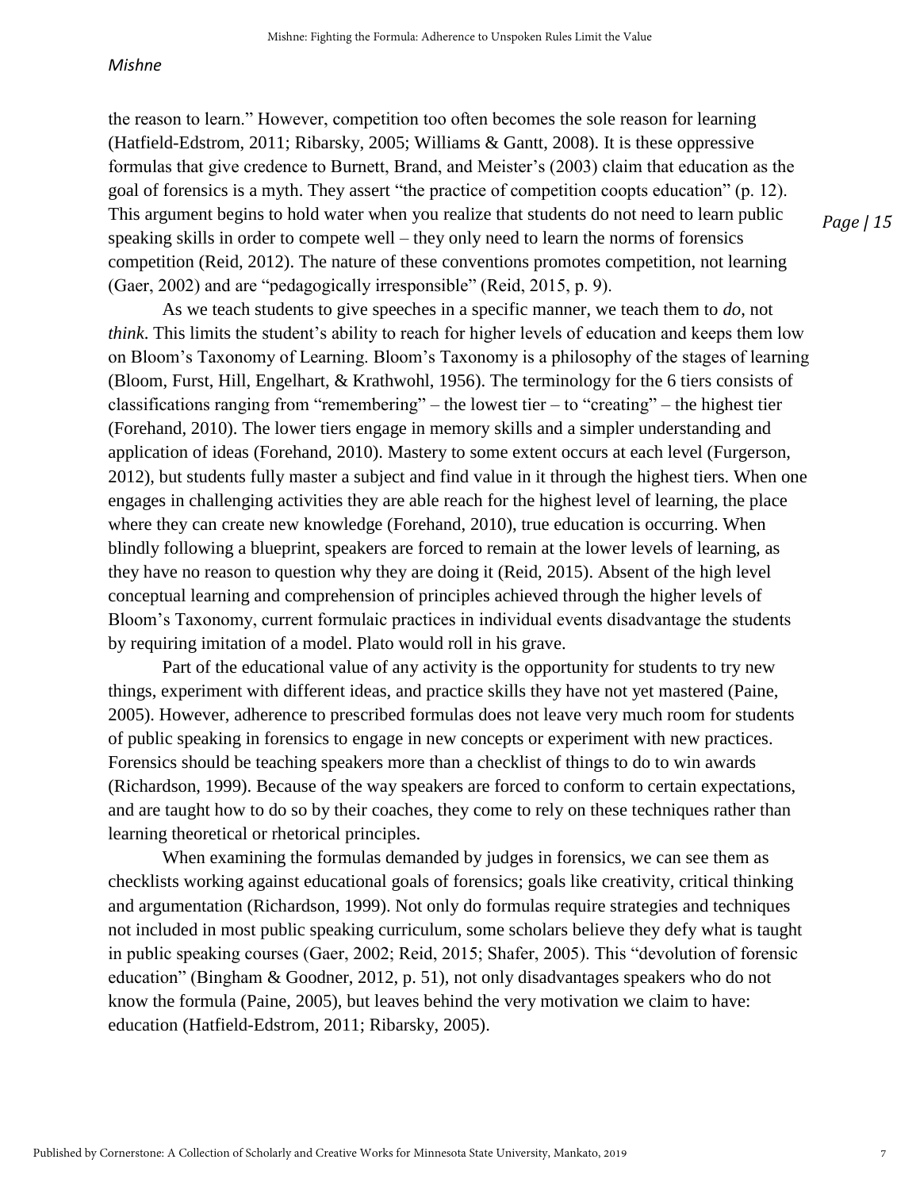the reason to learn." However, competition too often becomes the sole reason for learning (Hatfield-Edstrom, 2011; Ribarsky, 2005; Williams & Gantt, 2008). It is these oppressive formulas that give credence to Burnett, Brand, and Meister's (2003) claim that education as the goal of forensics is a myth. They assert "the practice of competition coopts education" (p. 12). This argument begins to hold water when you realize that students do not need to learn public speaking skills in order to compete well – they only need to learn the norms of forensics competition (Reid, 2012). The nature of these conventions promotes competition, not learning (Gaer, 2002) and are "pedagogically irresponsible" (Reid, 2015, p. 9).

As we teach students to give speeches in a specific manner, we teach them to *do*, not *think*. This limits the student's ability to reach for higher levels of education and keeps them low on Bloom's Taxonomy of Learning. Bloom's Taxonomy is a philosophy of the stages of learning (Bloom, Furst, Hill, Engelhart, & Krathwohl, 1956). The terminology for the 6 tiers consists of classifications ranging from "remembering" – the lowest tier – to "creating" – the highest tier (Forehand, 2010). The lower tiers engage in memory skills and a simpler understanding and application of ideas (Forehand, 2010). Mastery to some extent occurs at each level (Furgerson, 2012), but students fully master a subject and find value in it through the highest tiers. When one engages in challenging activities they are able reach for the highest level of learning, the place where they can create new knowledge (Forehand, 2010), true education is occurring. When blindly following a blueprint, speakers are forced to remain at the lower levels of learning, as they have no reason to question why they are doing it (Reid, 2015). Absent of the high level conceptual learning and comprehension of principles achieved through the higher levels of Bloom's Taxonomy, current formulaic practices in individual events disadvantage the students by requiring imitation of a model. Plato would roll in his grave.

Part of the educational value of any activity is the opportunity for students to try new things, experiment with different ideas, and practice skills they have not yet mastered (Paine, 2005). However, adherence to prescribed formulas does not leave very much room for students of public speaking in forensics to engage in new concepts or experiment with new practices. Forensics should be teaching speakers more than a checklist of things to do to win awards (Richardson, 1999). Because of the way speakers are forced to conform to certain expectations, and are taught how to do so by their coaches, they come to rely on these techniques rather than learning theoretical or rhetorical principles.

When examining the formulas demanded by judges in forensics, we can see them as checklists working against educational goals of forensics; goals like creativity, critical thinking and argumentation (Richardson, 1999). Not only do formulas require strategies and techniques not included in most public speaking curriculum, some scholars believe they defy what is taught in public speaking courses (Gaer, 2002; Reid, 2015; Shafer, 2005). This "devolution of forensic education" (Bingham & Goodner, 2012, p. 51), not only disadvantages speakers who do not know the formula (Paine, 2005), but leaves behind the very motivation we claim to have: education (Hatfield-Edstrom, 2011; Ribarsky, 2005).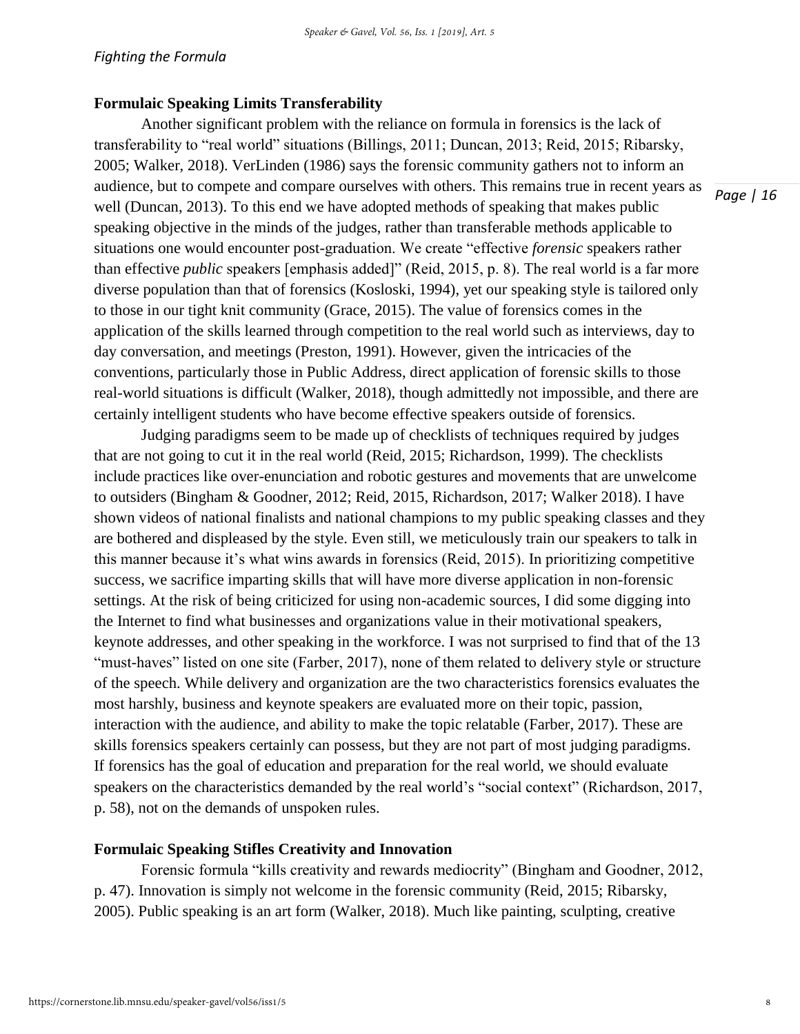## Formulaic Speaking Limits Transferability

Another significant problem with the reliance on formula in forensics is the lack of transferability to "real world" situations (Billings, 2011; Duncan, 2013; Reid, 2015; Ribarsky, 2005; Walker, 2018). VerLinden (1986) says the forensic community gathers not to inform an audience, but to compete and compare ourselves with others. This remains true in recent years as well (Duncan, 2013). To this end we have adopted methods of speaking that makes public speaking objective in the minds of the judges, rather than transferable methods applicable to situations one would encounter post-graduation. We create "effective *forensic* speakers rather than effective *public* speakers [emphasis added]" (Reid, 2015, p. 8). The real world is a far more diverse population than that of forensics (Kosloski, 1994), yet our speaking style is tailored only to those in our tight knit community (Grace, 2015). The value of forensics comes in the application of the skills learned through competition to the real world such as interviews, day to day conversation, and meetings (Preston, 1991). However, given the intricacies of the conventions, particularly those in Public Address, direct application of forensic skills to those real-world situations is difficult (Walker, 2018), though admittedly not impossible, and there are certainly intelligent students who have become effective speakers outside of forensics.

Judging paradigms seem to be made up of checklists of techniques required by judges that are not going to cut it in the real world (Reid, 2015; Richardson, 1999). The checklists include practices like over-enunciation and robotic gestures and movements that are unwelcome to outsiders (Bingham & Goodner, 2012; Reid, 2015, Richardson, 2017; Walker 2018). I have shown videos of national finalists and national champions to my public speaking classes and they are bothered and displeased by the style. Even still, we meticulously train our speakers to talk in this manner because it's what wins awards in forensics (Reid, 2015). In prioritizing competitive success, we sacrifice imparting skills that will have more diverse application in non-forensic settings. At the risk of being criticized for using non-academic sources, I did some digging into the Internet to find what businesses and organizations value in their motivational speakers, keynote addresses, and other speaking in the workforce. I was not surprised to find that of the 13 "must-haves" listed on one site (Farber, 2017), none of them related to delivery style or structure of the speech. While delivery and organization are the two characteristics forensics evaluates the most harshly, business and keynote speakers are evaluated more on their topic, passion, interaction with the audience, and ability to make the topic relatable (Farber, 2017). These are skills forensics speakers certainly can possess, but they are not part of most judging paradigms. If forensics has the goal of education and preparation for the real world, we should evaluate speakers on the characteristics demanded by the real world's "social context" (Richardson, 2017, p. 58), not on the demands of unspoken rules.

## Formulaic Speaking Stifles Creativity and Innovation

Forensic formula "kills creativity and rewards mediocrity" (Bingham and Goodner, 2012, p. 47). Innovation is simply not welcome in the forensic community (Reid, 2015; Ribarsky, 2005). Public speaking is an art form (Walker, 2018). Much like painting, sculpting, creative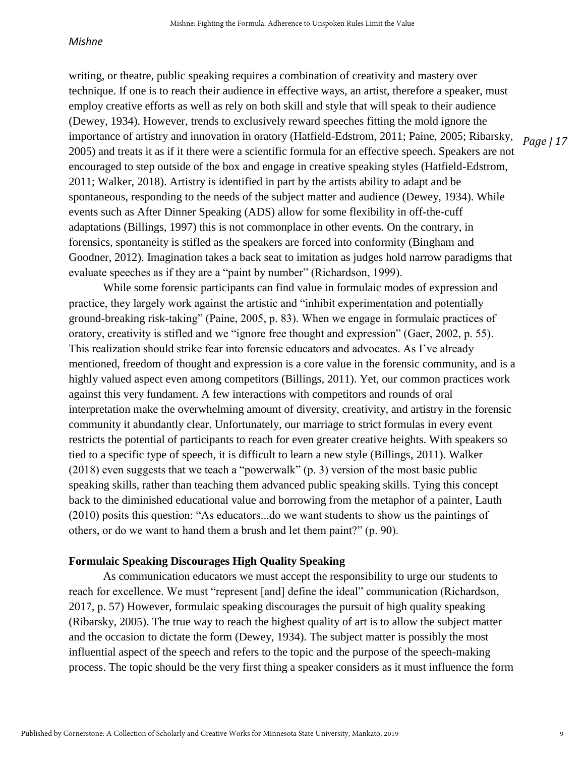writing, or theatre, public speaking requires a combination of creativity and mastery over technique. If one is to reach their audience in effective ways, an artist, therefore a speaker, must employ creative efforts as well as rely on both skill and style that will speak to their audience (Dewey, 1934). However, trends to exclusively reward speeches fitting the mold ignore the importance of artistry and innovation in oratory (Hatfield-Edstrom, 2011; Paine, 2005; Ribarsky, 2005) and treats it as if it there were a scientific formula for an effective speech. Speakers are not encouraged to step outside of the box and engage in creative speaking styles (Hatfield-Edstrom, 2011; Walker, 2018). Artistry is identified in part by the artists ability to adapt and be spontaneous, responding to the needs of the subject matter and audience (Dewey, 1934). While events such as After Dinner Speaking (ADS) allow for some flexibility in off-the-cuff adaptations (Billings, 1997) this is not commonplace in other events. On the contrary, in forensics, spontaneity is stifled as the speakers are forced into conformity (Bingham and Goodner, 2012). Imagination takes a back seat to imitation as judges hold narrow paradigms that evaluate speeches as if they are a "paint by number" (Richardson, 1999).

While some forensic participants can find value in formulaic modes of expression and practice, they largely work against the artistic and "inhibit experimentation and potentially ground-breaking risk-taking" (Paine, 2005, p. 83). When we engage in formulaic practices of oratory, creativity is stifled and we "ignore free thought and expression" (Gaer, 2002, p. 55). This realization should strike fear into forensic educators and advocates. As I've already mentioned, freedom of thought and expression is a core value in the forensic community, and is a highly valued aspect even among competitors (Billings, 2011). Yet, our common practices work against this very fundament. A few interactions with competitors and rounds of oral interpretation make the overwhelming amount of diversity, creativity, and artistry in the forensic community it abundantly clear. Unfortunately, our marriage to strict formulas in every event restricts the potential of participants to reach for even greater creative heights. With speakers so tied to a specific type of speech, it is difficult to learn a new style (Billings, 2011). Walker (2018) even suggests that we teach a "powerwalk" (p. 3) version of the most basic public speaking skills, rather than teaching them advanced public speaking skills. Tying this concept back to the diminished educational value and borrowing from the metaphor of a painter, Lauth (2010) posits this question: "As educators...do we want students to show us the paintings of others, or do we want to hand them a brush and let them paint?" (p. 90).

## Formulaic Speaking Discourages High Quality Speaking

As communication educators we must accept the responsibility to urge our students to reach for excellence. We must "represent [and] define the ideal" communication (Richardson, 2017, p. 57) However, formulaic speaking discourages the pursuit of high quality speaking (Ribarsky, 2005). The true way to reach the highest quality of art is to allow the subject matter and the occasion to dictate the form (Dewey, 1934). The subject matter is possibly the most influential aspect of the speech and refers to the topic and the purpose of the speech-making process. The topic should be the very first thing a speaker considers as it must influence the form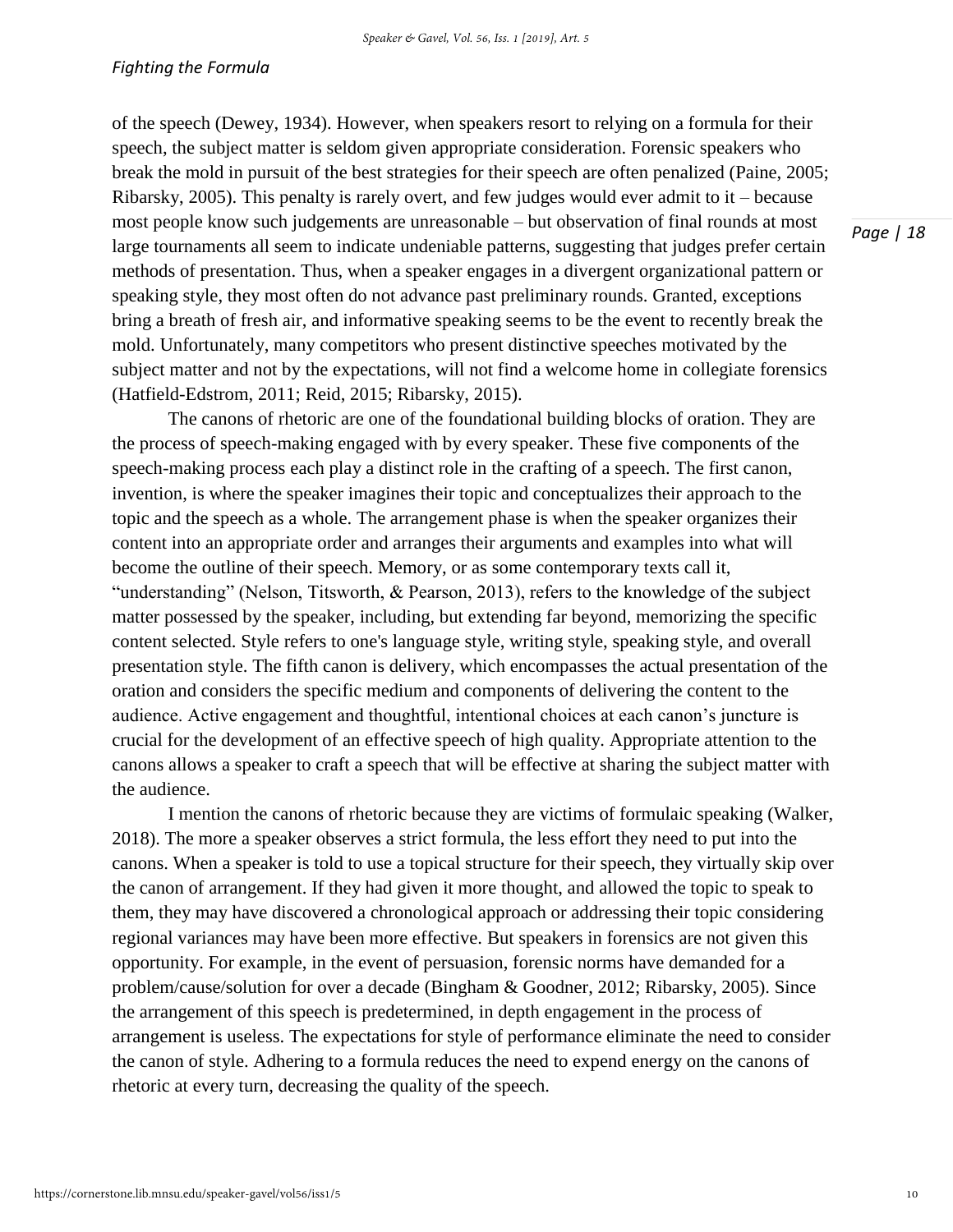of the speech (Dewey, 1934). However, when speakers resort to relying on a formula for their speech, the subject matter is seldom given appropriate consideration. Forensic speakers who break the mold in pursuit of the best strategies for their speech are often penalized (Paine, 2005; Ribarsky, 2005). This penalty is rarely overt, and few judges would ever admit to it – because most people know such judgements are unreasonable – but observation of final rounds at most large tournaments all seem to indicate undeniable patterns, suggesting that judges prefer certain methods of presentation. Thus, when a speaker engages in a divergent organizational pattern or speaking style, they most often do not advance past preliminary rounds. Granted, exceptions bring a breath of fresh air, and informative speaking seems to be the event to recently break the mold. Unfortunately, many competitors who present distinctive speeches motivated by the subject matter and not by the expectations, will not find a welcome home in collegiate forensics (Hatfield-Edstrom, 2011; Reid, 2015; Ribarsky, 2015).

The canons of rhetoric are one of the foundational building blocks of oration. They are the process of speech-making engaged with by every speaker. These five components of the speech-making process each play a distinct role in the crafting of a speech. The first canon, invention, is where the speaker imagines their topic and conceptualizes their approach to the topic and the speech as a whole. The arrangement phase is when the speaker organizes their content into an appropriate order and arranges their arguments and examples into what will become the outline of their speech. Memory, or as some contemporary texts call it, "understanding" (Nelson, Titsworth, & Pearson, 2013), refers to the knowledge of the subject matter possessed by the speaker, including, but extending far beyond, memorizing the specific content selected. Style refers to one's language style, writing style, speaking style, and overall presentation style. The fifth canon is delivery, which encompasses the actual presentation of the oration and considers the specific medium and components of delivering the content to the audience. Active engagement and thoughtful, intentional choices at each canon's juncture is crucial for the development of an effective speech of high quality. Appropriate attention to the canons allows a speaker to craft a speech that will be effective at sharing the subject matter with the audience.

I mention the canons of rhetoric because they are victims of formulaic speaking (Walker, 2018). The more a speaker observes a strict formula, the less effort they need to put into the canons. When a speaker is told to use a topical structure for their speech, they virtually skip over the canon of arrangement. If they had given it more thought, and allowed the topic to speak to them, they may have discovered a chronological approach or addressing their topic considering regional variances may have been more effective. But speakers in forensics are not given this opportunity. For example, in the event of persuasion, forensic norms have demanded for a problem/cause/solution for over a decade (Bingham & Goodner, 2012; Ribarsky, 2005). Since the arrangement of this speech is predetermined, in depth engagement in the process of arrangement is useless. The expectations for style of performance eliminate the need to consider the canon of style. Adhering to a formula reduces the need to expend energy on the canons of rhetoric at every turn, decreasing the quality of the speech.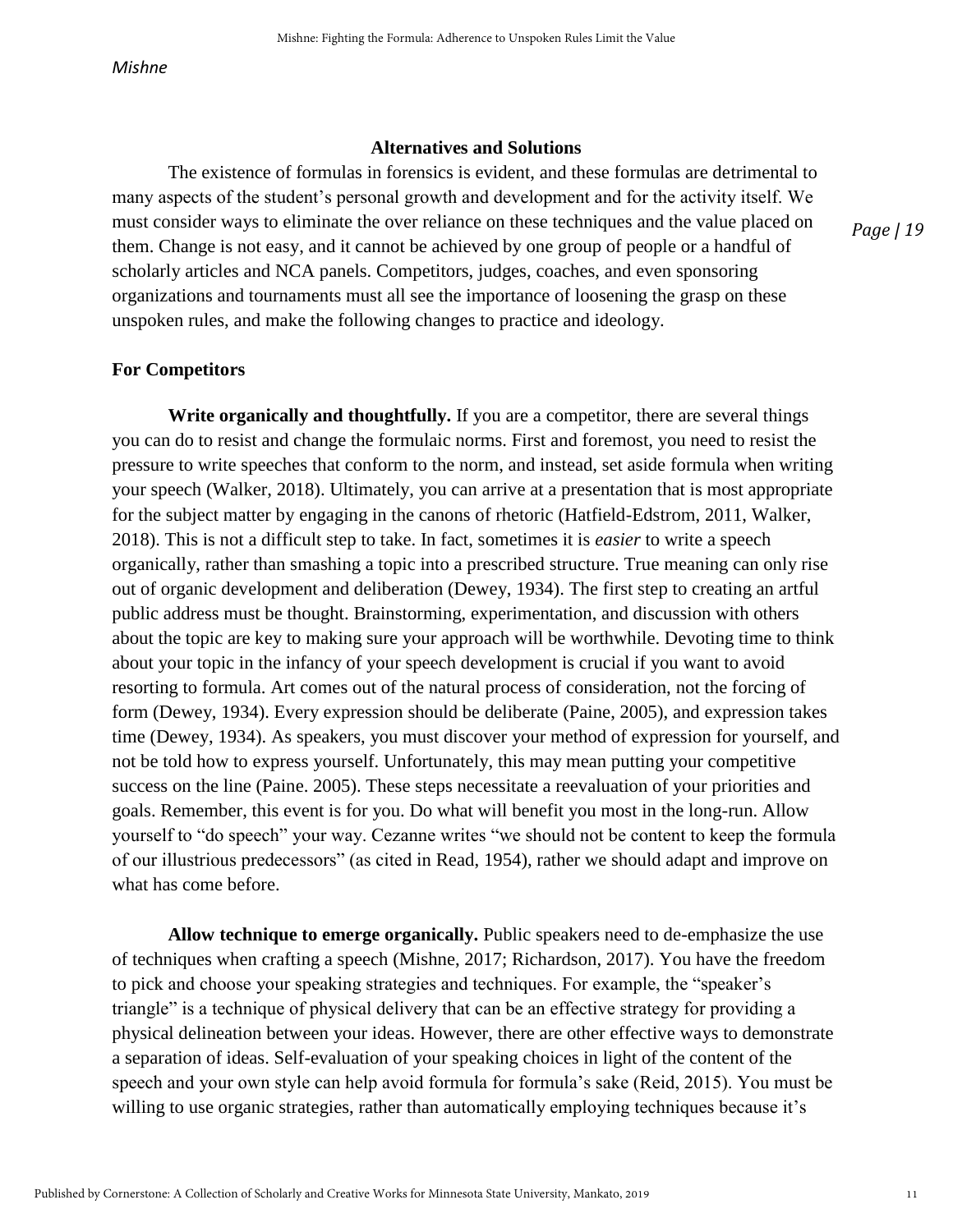## Alternatives and Solutions

The existence of formulas in forensics is evident, and these formulas are detrimental to many aspects of the student's personal growth and development and for the activity itself. We must consider ways to eliminate the over reliance on these techniques and the value placed on them. Change is not easy, and it cannot be achieved by one group of people or a handful of scholarly articles and NCA panels. Competitors, judges, coaches, and even sponsoring organizations and tournaments must all see the importance of loosening the grasp on these unspoken rules, and make the following changes to practice and ideology.

### For Competitors

**Write organically and thoughtfully.** If you are a competitor, there are several things you can do to resist and change the formulaic norms. First and foremost, you need to resist the pressure to write speeches that conform to the norm, and instead, set aside formula when writing your speech (Walker, 2018). Ultimately, you can arrive at a presentation that is most appropriate for the subject matter by engaging in the canons of rhetoric (Hatfield-Edstrom, 2011, Walker, 2018). This is not a difficult step to take. In fact, sometimes it is *easier* to write a speech organically, rather than smashing a topic into a prescribed structure. True meaning can only rise out of organic development and deliberation (Dewey, 1934). The first step to creating an artful public address must be thought. Brainstorming, experimentation, and discussion with others about the topic are key to making sure your approach will be worthwhile. Devoting time to think about your topic in the infancy of your speech development is crucial if you want to avoid resorting to formula. Art comes out of the natural process of consideration, not the forcing of form (Dewey, 1934). Every expression should be deliberate (Paine, 2005), and expression takes time (Dewey, 1934). As speakers, you must discover your method of expression for yourself, and not be told how to express yourself. Unfortunately, this may mean putting your competitive success on the line (Paine. 2005). These steps necessitate a reevaluation of your priorities and goals. Remember, this event is for you. Do what will benefit you most in the long-run. Allow yourself to "do speech" your way. Cezanne writes "we should not be content to keep the formula of our illustrious predecessors" (as cited in Read, 1954), rather we should adapt and improve on what has come before.

**Allow technique to emerge organically.** Public speakers need to de-emphasize the use of techniques when crafting a speech (Mishne, 2017; Richardson, 2017). You have the freedom to pick and choose your speaking strategies and techniques. For example, the "speaker's triangle" is a technique of physical delivery that can be an effective strategy for providing a physical delineation between your ideas. However, there are other effective ways to demonstrate a separation of ideas. Self-evaluation of your speaking choices in light of the content of the speech and your own style can help avoid formula for formula's sake (Reid, 2015). You must be willing to use organic strategies, rather than automatically employing techniques because it's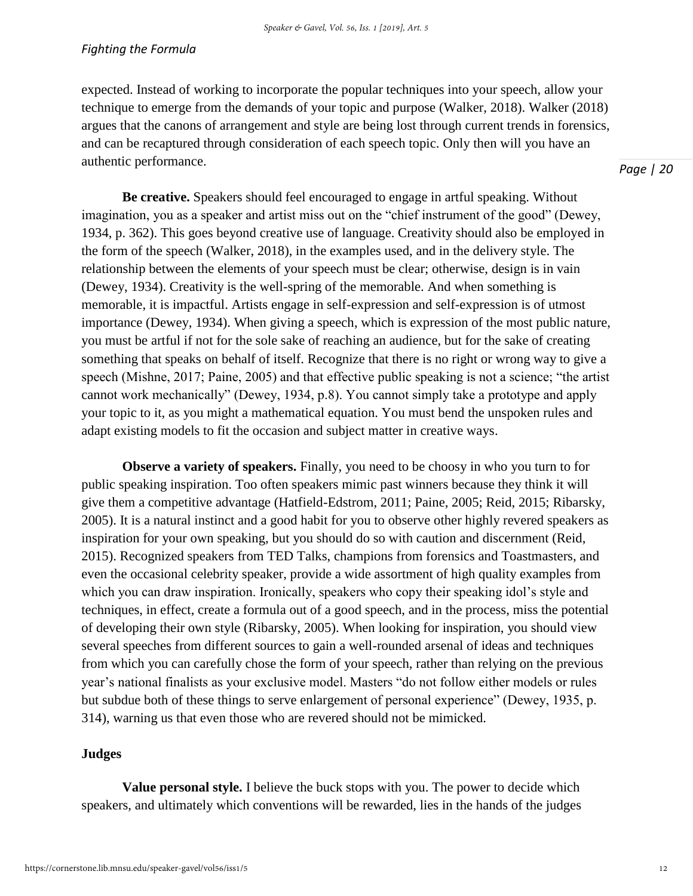expected. Instead of working to incorporate the popular techniques into your speech, allow your technique to emerge from the demands of your topic and purpose (Walker, 2018). Walker (2018) argues that the canons of arrangement and style are being lost through current trends in forensics, and can be recaptured through consideration of each speech topic. Only then will you have an authentic performance.

**Be creative.** Speakers should feel encouraged to engage in artful speaking. Without imagination, you as a speaker and artist miss out on the "chief instrument of the good" (Dewey, 1934, p. 362). This goes beyond creative use of language. Creativity should also be employed in the form of the speech (Walker, 2018), in the examples used, and in the delivery style. The relationship between the elements of your speech must be clear; otherwise, design is in vain (Dewey, 1934). Creativity is the well-spring of the memorable. And when something is memorable, it is impactful. Artists engage in self-expression and self-expression is of utmost importance (Dewey, 1934). When giving a speech, which is expression of the most public nature, you must be artful if not for the sole sake of reaching an audience, but for the sake of creating something that speaks on behalf of itself. Recognize that there is no right or wrong way to give a speech (Mishne, 2017; Paine, 2005) and that effective public speaking is not a science; "the artist cannot work mechanically" (Dewey, 1934, p.8). You cannot simply take a prototype and apply your topic to it, as you might a mathematical equation. You must bend the unspoken rules and adapt existing models to fit the occasion and subject matter in creative ways.

**Observe a variety of speakers.** Finally, you need to be choosy in who you turn to for public speaking inspiration. Too often speakers mimic past winners because they think it will give them a competitive advantage (Hatfield-Edstrom, 2011; Paine, 2005; Reid, 2015; Ribarsky, 2005). It is a natural instinct and a good habit for you to observe other highly revered speakers as inspiration for your own speaking, but you should do so with caution and discernment (Reid, 2015). Recognized speakers from TED Talks, champions from forensics and Toastmasters, and even the occasional celebrity speaker, provide a wide assortment of high quality examples from which you can draw inspiration. Ironically, speakers who copy their speaking idol's style and techniques, in effect, create a formula out of a good speech, and in the process, miss the potential of developing their own style (Ribarsky, 2005). When looking for inspiration, you should view several speeches from different sources to gain a well-rounded arsenal of ideas and techniques from which you can carefully chose the form of your speech, rather than relying on the previous year's national finalists as your exclusive model. Masters "do not follow either models or rules but subdue both of these things to serve enlargement of personal experience" (Dewey, 1935, p. 314), warning us that even those who are revered should not be mimicked.

### Judges

**Value personal style.** I believe the buck stops with you. The power to decide which speakers, and ultimately which conventions will be rewarded, lies in the hands of the judges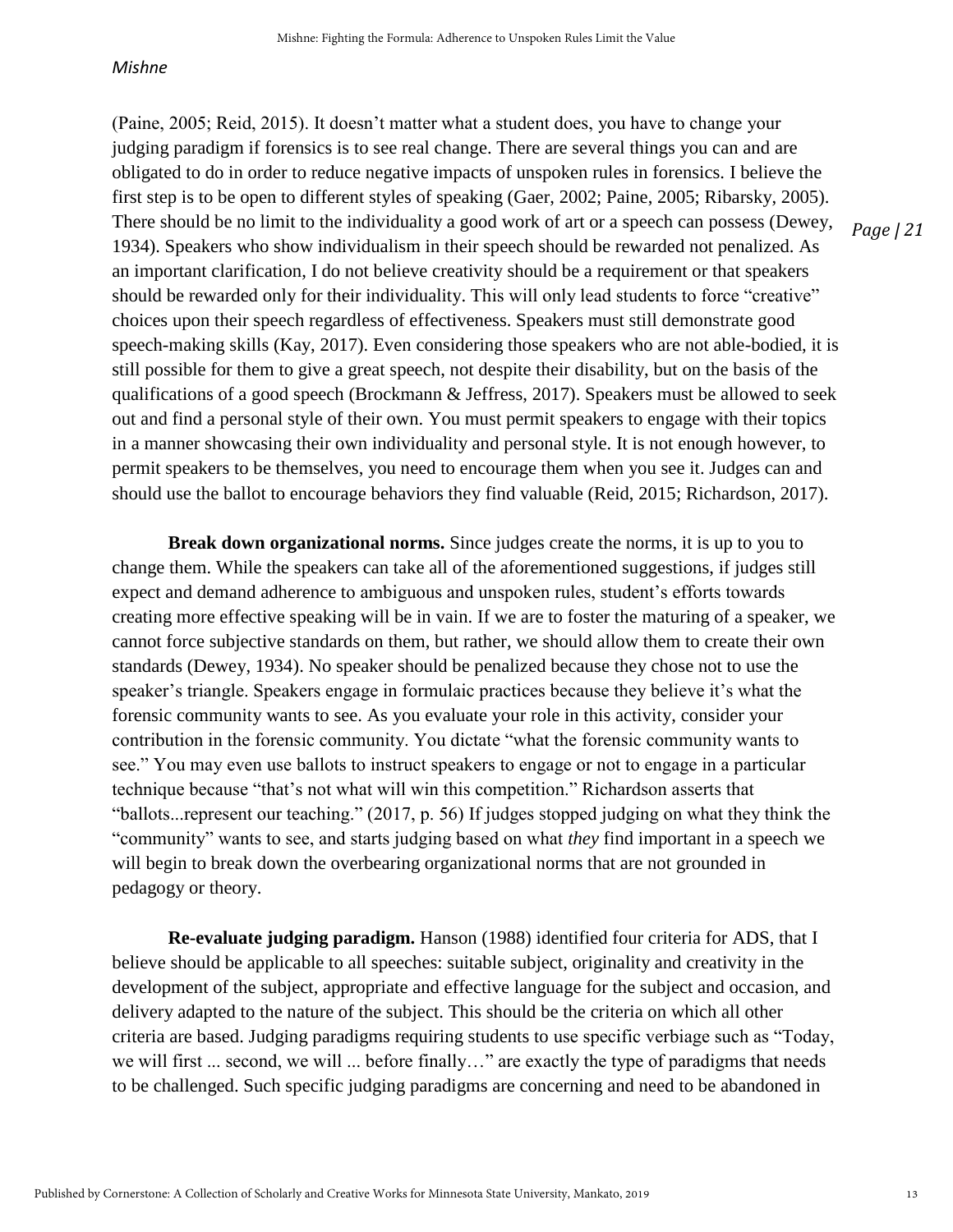(Paine, 2005; Reid, 2015). It doesn't matter what a student does, you have to change your judging paradigm if forensics is to see real change. There are several things you can and are obligated to do in order to reduce negative impacts of unspoken rules in forensics. I believe the first step is to be open to different styles of speaking (Gaer, 2002; Paine, 2005; Ribarsky, 2005). There should be no limit to the individuality a good work of art or a speech can possess (Dewey, 1934). Speakers who show individualism in their speech should be rewarded not penalized. As an important clarification, I do not believe creativity should be a requirement or that speakers should be rewarded only for their individuality. This will only lead students to force "creative" choices upon their speech regardless of effectiveness. Speakers must still demonstrate good speech-making skills (Kay, 2017). Even considering those speakers who are not able-bodied, it is still possible for them to give a great speech, not despite their disability, but on the basis of the qualifications of a good speech (Brockmann & Jeffress, 2017). Speakers must be allowed to seek out and find a personal style of their own. You must permit speakers to engage with their topics in a manner showcasing their own individuality and personal style. It is not enough however, to permit speakers to be themselves, you need to encourage them when you see it. Judges can and should use the ballot to encourage behaviors they find valuable (Reid, 2015; Richardson, 2017).

**Break down organizational norms.** Since judges create the norms, it is up to you to change them. While the speakers can take all of the aforementioned suggestions, if judges still expect and demand adherence to ambiguous and unspoken rules, student's efforts towards creating more effective speaking will be in vain. If we are to foster the maturing of a speaker, we cannot force subjective standards on them, but rather, we should allow them to create their own standards (Dewey, 1934). No speaker should be penalized because they chose not to use the speaker's triangle. Speakers engage in formulaic practices because they believe it's what the forensic community wants to see. As you evaluate your role in this activity, consider your contribution in the forensic community. You dictate "what the forensic community wants to see." You may even use ballots to instruct speakers to engage or not to engage in a particular technique because "that's not what will win this competition." Richardson asserts that "ballots...represent our teaching." (2017, p. 56) If judges stopped judging on what they think the "community" wants to see, and starts judging based on what *they* find important in a speech we will begin to break down the overbearing organizational norms that are not grounded in pedagogy or theory.

**Re-evaluate judging paradigm.** Hanson (1988) identified four criteria for ADS, that I believe should be applicable to all speeches: suitable subject, originality and creativity in the development of the subject, appropriate and effective language for the subject and occasion, and delivery adapted to the nature of the subject. This should be the criteria on which all other criteria are based. Judging paradigms requiring students to use specific verbiage such as "Today, we will first ... second, we will ... before finally…" are exactly the type of paradigms that needs to be challenged. Such specific judging paradigms are concerning and need to be abandoned in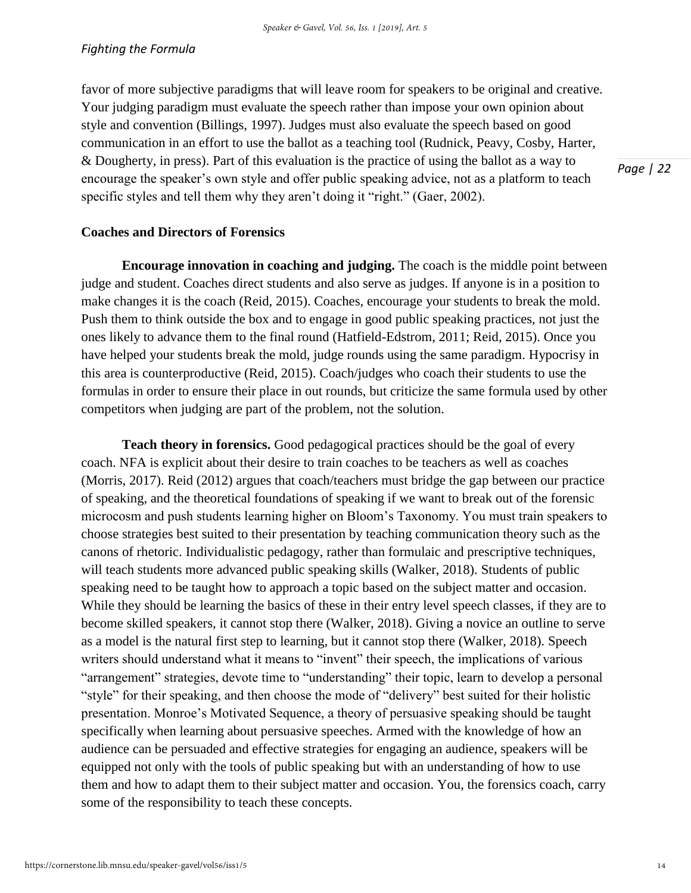favor of more subjective paradigms that will leave room for speakers to be original and creative. Your judging paradigm must evaluate the speech rather than impose your own opinion about style and convention (Billings, 1997). Judges must also evaluate the speech based on good communication in an effort to use the ballot as a teaching tool (Rudnick, Peavy, Cosby, Harter, & Dougherty, in press). Part of this evaluation is the practice of using the ballot as a way to encourage the speaker's own style and offer public speaking advice, not as a platform to teach specific styles and tell them why they aren't doing it "right." (Gaer, 2002).

### Coaches and Directors of Forensics

**Encourage innovation in coaching and judging.** The coach is the middle point between judge and student. Coaches direct students and also serve as judges. If anyone is in a position to make changes it is the coach (Reid, 2015). Coaches, encourage your students to break the mold. Push them to think outside the box and to engage in good public speaking practices, not just the ones likely to advance them to the final round (Hatfield-Edstrom, 2011; Reid, 2015). Once you have helped your students break the mold, judge rounds using the same paradigm. Hypocrisy in this area is counterproductive (Reid, 2015). Coach/judges who coach their students to use the formulas in order to ensure their place in out rounds, but criticize the same formula used by other competitors when judging are part of the problem, not the solution.

**Teach theory in forensics.** Good pedagogical practices should be the goal of every coach. NFA is explicit about their desire to train coaches to be teachers as well as coaches (Morris, 2017). Reid (2012) argues that coach/teachers must bridge the gap between our practice of speaking, and the theoretical foundations of speaking if we want to break out of the forensic microcosm and push students learning higher on Bloom's Taxonomy. You must train speakers to choose strategies best suited to their presentation by teaching communication theory such as the canons of rhetoric. Individualistic pedagogy, rather than formulaic and prescriptive techniques, will teach students more advanced public speaking skills (Walker, 2018). Students of public speaking need to be taught how to approach a topic based on the subject matter and occasion. While they should be learning the basics of these in their entry level speech classes, if they are to become skilled speakers, it cannot stop there (Walker, 2018). Giving a novice an outline to serve as a model is the natural first step to learning, but it cannot stop there (Walker, 2018). Speech writers should understand what it means to "invent" their speech, the implications of various "arrangement" strategies, devote time to "understanding" their topic, learn to develop a personal "style" for their speaking, and then choose the mode of "delivery" best suited for their holistic presentation. Monroe's Motivated Sequence, a theory of persuasive speaking should be taught specifically when learning about persuasive speeches. Armed with the knowledge of how an audience can be persuaded and effective strategies for engaging an audience, speakers will be equipped not only with the tools of public speaking but with an understanding of how to use them and how to adapt them to their subject matter and occasion. You, the forensics coach, carry some of the responsibility to teach these concepts.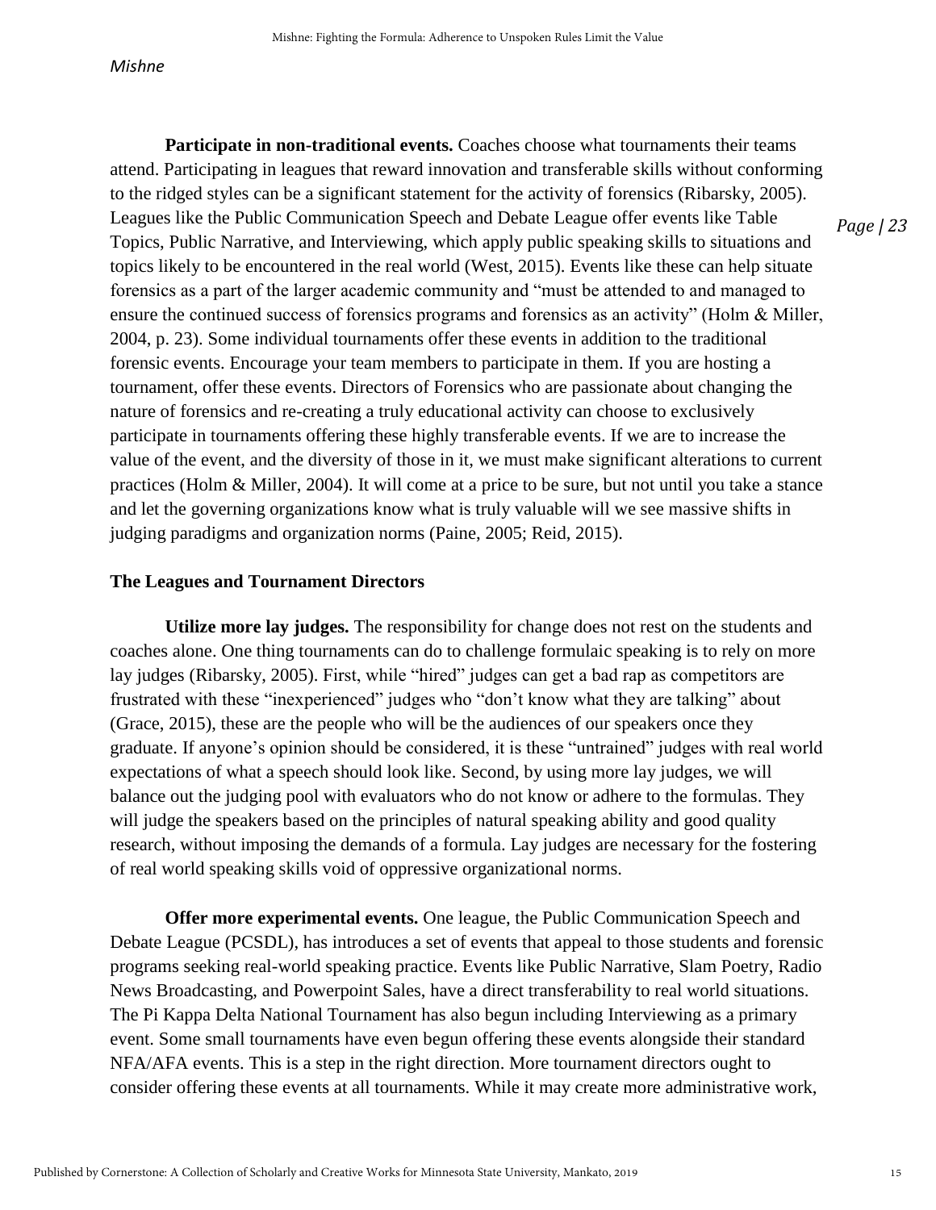**Participate in non-traditional events.** Coaches choose what tournaments their teams attend. Participating in leagues that reward innovation and transferable skills without conforming to the ridged styles can be a significant statement for the activity of forensics (Ribarsky, 2005). Leagues like the Public Communication Speech and Debate League offer events like Table Topics, Public Narrative, and Interviewing, which apply public speaking skills to situations and topics likely to be encountered in the real world (West, 2015). Events like these can help situate forensics as a part of the larger academic community and "must be attended to and managed to ensure the continued success of forensics programs and forensics as an activity" (Holm & Miller, 2004, p. 23). Some individual tournaments offer these events in addition to the traditional forensic events. Encourage your team members to participate in them. If you are hosting a tournament, offer these events. Directors of Forensics who are passionate about changing the nature of forensics and re-creating a truly educational activity can choose to exclusively participate in tournaments offering these highly transferable events. If we are to increase the value of the event, and the diversity of those in it, we must make significant alterations to current practices (Holm & Miller, 2004). It will come at a price to be sure, but not until you take a stance and let the governing organizations know what is truly valuable will we see massive shifts in judging paradigms and organization norms (Paine, 2005; Reid, 2015).

### The Leagues and Tournament Directors

**Utilize more lay judges.** The responsibility for change does not rest on the students and coaches alone. One thing tournaments can do to challenge formulaic speaking is to rely on more lay judges (Ribarsky, 2005). First, while "hired" judges can get a bad rap as competitors are frustrated with these "inexperienced" judges who "don't know what they are talking" about (Grace, 2015), these are the people who will be the audiences of our speakers once they graduate. If anyone's opinion should be considered, it is these "untrained" judges with real world expectations of what a speech should look like. Second, by using more lay judges, we will balance out the judging pool with evaluators who do not know or adhere to the formulas. They will judge the speakers based on the principles of natural speaking ability and good quality research, without imposing the demands of a formula. Lay judges are necessary for the fostering of real world speaking skills void of oppressive organizational norms.

**Offer more experimental events.** One league, the Public Communication Speech and Debate League (PCSDL), has introduces a set of events that appeal to those students and forensic programs seeking real-world speaking practice. Events like Public Narrative, Slam Poetry, Radio News Broadcasting, and Powerpoint Sales, have a direct transferability to real world situations. The Pi Kappa Delta National Tournament has also begun including Interviewing as a primary event. Some small tournaments have even begun offering these events alongside their standard NFA/AFA events. This is a step in the right direction. More tournament directors ought to consider offering these events at all tournaments. While it may create more administrative work,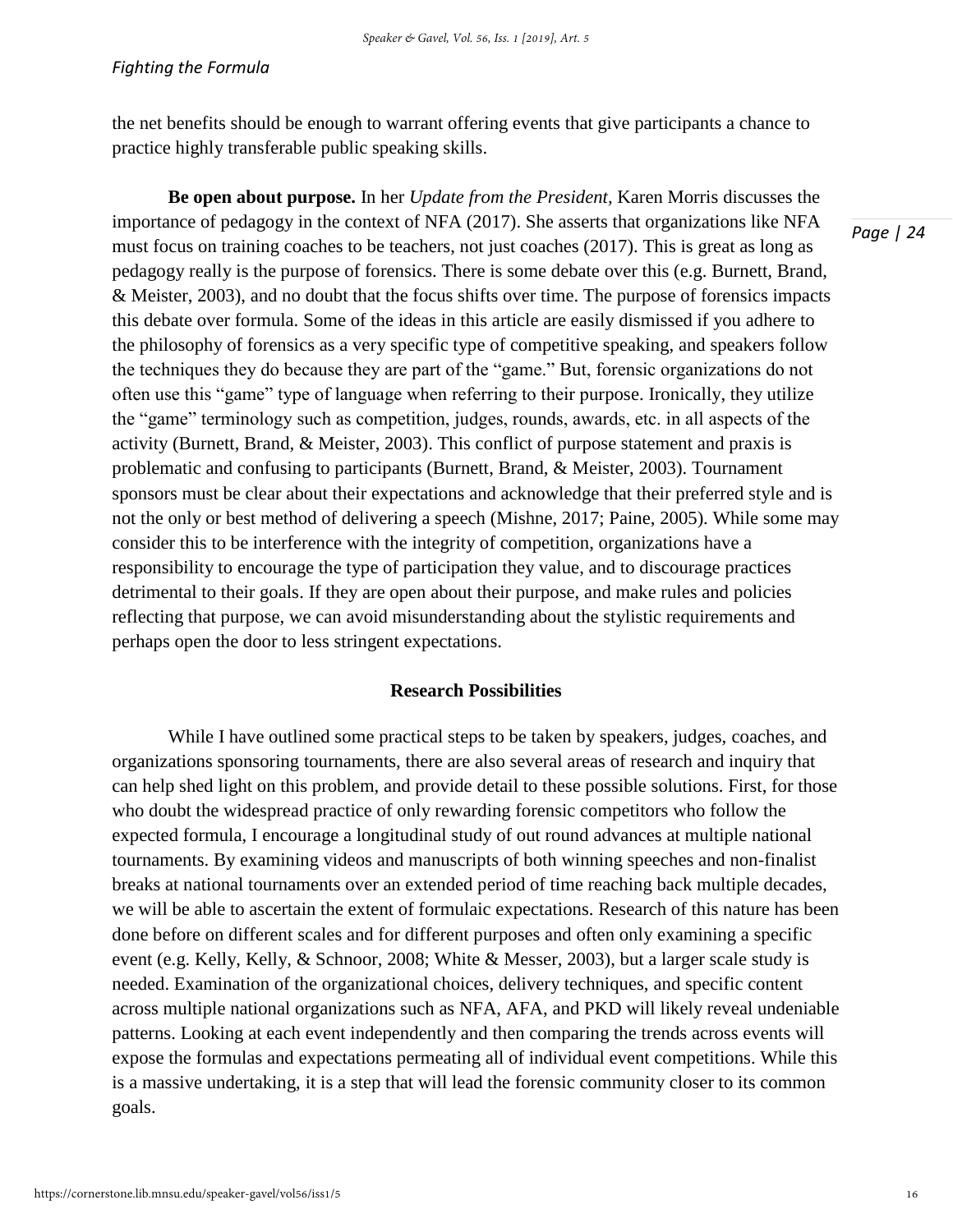the net benefits should be enough to warrant offering events that give participants a chance to practice highly transferable public speaking skills.

**Be open about purpose.** In her *Update from the President,* Karen Morris discusses the importance of pedagogy in the context of NFA (2017). She asserts that organizations like NFA must focus on training coaches to be teachers, not just coaches (2017). This is great as long as pedagogy really is the purpose of forensics. There is some debate over this (e.g. Burnett, Brand, & Meister, 2003), and no doubt that the focus shifts over time. The purpose of forensics impacts this debate over formula. Some of the ideas in this article are easily dismissed if you adhere to the philosophy of forensics as a very specific type of competitive speaking, and speakers follow the techniques they do because they are part of the "game." But, forensic organizations do not often use this "game" type of language when referring to their purpose. Ironically, they utilize the "game" terminology such as competition, judges, rounds, awards, etc. in all aspects of the activity (Burnett, Brand, & Meister, 2003). This conflict of purpose statement and praxis is problematic and confusing to participants (Burnett, Brand, & Meister, 2003). Tournament sponsors must be clear about their expectations and acknowledge that their preferred style and is not the only or best method of delivering a speech (Mishne, 2017; Paine, 2005). While some may consider this to be interference with the integrity of competition, organizations have a responsibility to encourage the type of participation they value, and to discourage practices detrimental to their goals. If they are open about their purpose, and make rules and policies reflecting that purpose, we can avoid misunderstanding about the stylistic requirements and perhaps open the door to less stringent expectations.

## Research Possibilities

While I have outlined some practical steps to be taken by speakers, judges, coaches, and organizations sponsoring tournaments, there are also several areas of research and inquiry that can help shed light on this problem, and provide detail to these possible solutions. First, for those who doubt the widespread practice of only rewarding forensic competitors who follow the expected formula, I encourage a longitudinal study of out round advances at multiple national tournaments. By examining videos and manuscripts of both winning speeches and non-finalist breaks at national tournaments over an extended period of time reaching back multiple decades, we will be able to ascertain the extent of formulaic expectations. Research of this nature has been done before on different scales and for different purposes and often only examining a specific event (e.g. Kelly, Kelly, & Schnoor, 2008; White & Messer, 2003), but a larger scale study is needed. Examination of the organizational choices, delivery techniques, and specific content across multiple national organizations such as NFA, AFA, and PKD will likely reveal undeniable patterns. Looking at each event independently and then comparing the trends across events will expose the formulas and expectations permeating all of individual event competitions. While this is a massive undertaking, it is a step that will lead the forensic community closer to its common goals.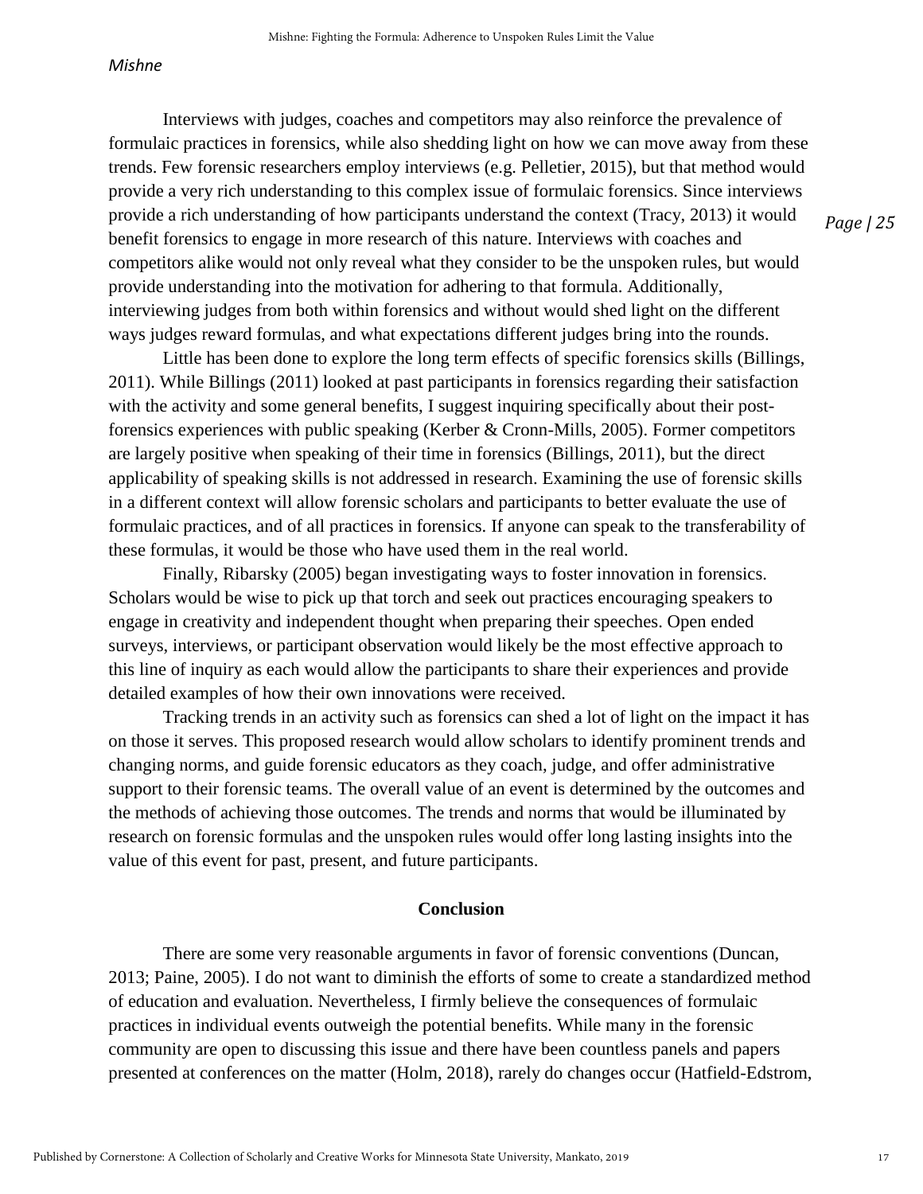Interviews with judges, coaches and competitors may also reinforce the prevalence of formulaic practices in forensics, while also shedding light on how we can move away from these trends. Few forensic researchers employ interviews (e.g. Pelletier, 2015), but that method would provide a very rich understanding to this complex issue of formulaic forensics. Since interviews provide a rich understanding of how participants understand the context (Tracy, 2013) it would benefit forensics to engage in more research of this nature. Interviews with coaches and competitors alike would not only reveal what they consider to be the unspoken rules, but would provide understanding into the motivation for adhering to that formula. Additionally, interviewing judges from both within forensics and without would shed light on the different ways judges reward formulas, and what expectations different judges bring into the rounds.

Little has been done to explore the long term effects of specific forensics skills (Billings, 2011). While Billings (2011) looked at past participants in forensics regarding their satisfaction with the activity and some general benefits, I suggest inquiring specifically about their post-forensics experiences with public speaking (Kerber & Cronn-Mills, 2005). Former competitors are largely positive when speaking of their time in forensics (Billings, 2011), but the direct applicability of speaking skills is not addressed in research. Examining the use of forensic skills in a different context will allow forensic scholars and participants to better evaluate the use of formulaic practices, and of all practices in forensics. If anyone can speak to the transferability of these formulas, it would be those who have used them in the real world.

Finally, Ribarsky (2005) began investigating ways to foster innovation in forensics. Scholars would be wise to pick up that torch and seek out practices encouraging speakers to engage in creativity and independent thought when preparing their speeches. Open ended surveys, interviews, or participant observation would likely be the most effective approach to this line of inquiry as each would allow the participants to share their experiences and provide detailed examples of how their own innovations were received.

Tracking trends in an activity such as forensics can shed a lot of light on the impact it has on those it serves. This proposed research would allow scholars to identify prominent trends and changing norms, and guide forensic educators as they coach, judge, and offer administrative support to their forensic teams. The overall value of an event is determined by the outcomes and the methods of achieving those outcomes. The trends and norms that would be illuminated by research on forensic formulas and the unspoken rules would offer long lasting insights into the value of this event for past, present, and future participants.

## Conclusion

There are some very reasonable arguments in favor of forensic conventions (Duncan, 2013; Paine, 2005). I do not want to diminish the efforts of some to create a standardized method of education and evaluation. Nevertheless, I firmly believe the consequences of formulaic practices in individual events outweigh the potential benefits. While many in the forensic community are open to discussing this issue and there have been countless panels and papers presented at conferences on the matter (Holm, 2018), rarely do changes occur (Hatfield-Edstrom,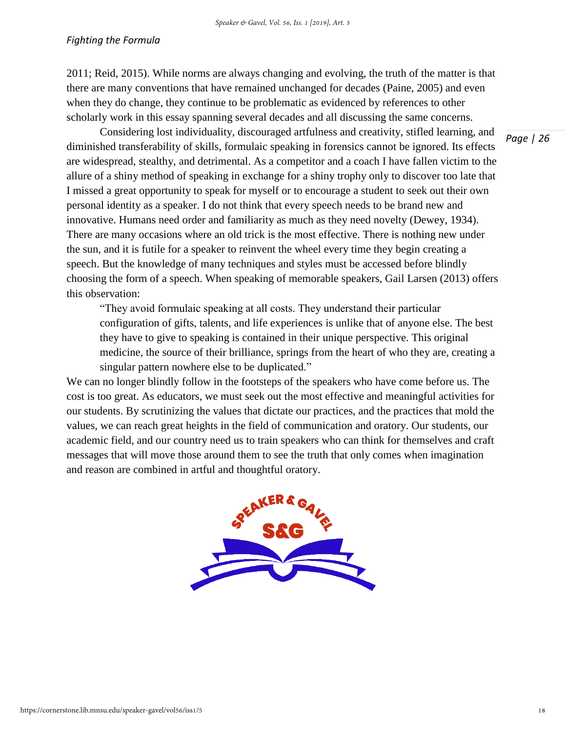2011; Reid, 2015). While norms are always changing and evolving, the truth of the matter is that there are many conventions that have remained unchanged for decades (Paine, 2005) and even when they do change, they continue to be problematic as evidenced by references to other scholarly work in this essay spanning several decades and all discussing the same concerns.

Considering lost individuality, discouraged artfulness and creativity, stifled learning, and diminished transferability of skills, formulaic speaking in forensics cannot be ignored. Its effects are widespread, stealthy, and detrimental. As a competitor and a coach I have fallen victim to the allure of a shiny method of speaking in exchange for a shiny trophy only to discover too late that I missed a great opportunity to speak for myself or to encourage a student to seek out their own personal identity as a speaker. I do not think that every speech needs to be brand new and innovative. Humans need order and familiarity as much as they need novelty (Dewey, 1934). There are many occasions where an old trick is the most effective. There is nothing new under the sun, and it is futile for a speaker to reinvent the wheel every time they begin creating a speech. But the knowledge of many techniques and styles must be accessed before blindly choosing the form of a speech. When speaking of memorable speakers, Gail Larsen (2013) offers this observation:

> "They avoid formulaic speaking at all costs. They understand their particular configuration of gifts, talents, and life experiences is unlike that of anyone else. The best they have to give to speaking is contained in their unique perspective. This original medicine, the source of their brilliance, springs from the heart of who they are, creating a singular pattern nowhere else to be duplicated."

We can no longer blindly follow in the footsteps of the speakers who have come before us. The cost is too great. As educators, we must seek out the most effective and meaningful activities for our students. By scrutinizing the values that dictate our practices, and the practices that mold the values, we can reach great heights in the field of communication and oratory. Our students, our academic field, and our country need us to train speakers who can think for themselves and craft messages that will move those around them to see the truth that only comes when imagination and reason are combined in artful and thoughtful oratory.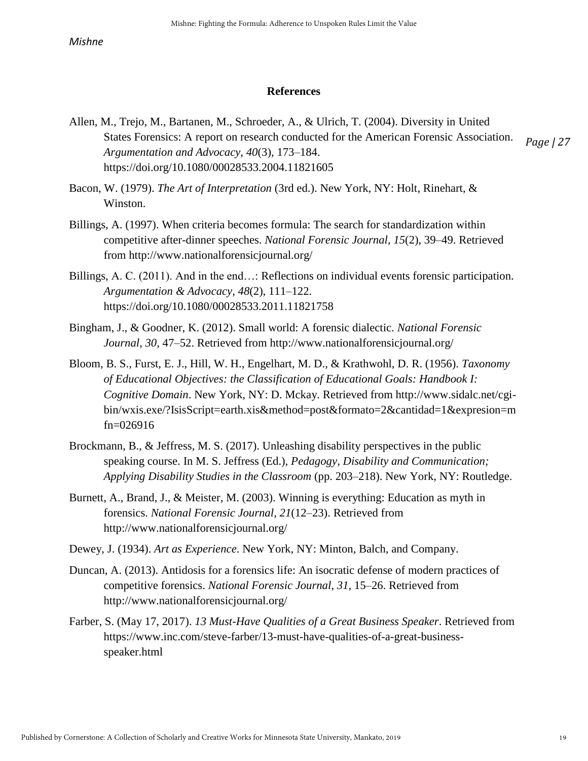## References

Allen, M., Trejo, M., Bartanen, M., Schroeder, A., & Ulrich, T. (2004). Diversity in United States Forensics: A report on research conducted for the American Forensic Association. *Argumentation and Advocacy*, *40*(3), 173–184. https://doi.org/10.1080/00028533.2004.11821605

Bacon, W. (1979). *The Art of Interpretation* (3rd ed.). New York, NY: Holt, Rinehart, & Winston.

Billings, A. (1997). When criteria becomes formula: The search for standardization within competitive after-dinner speeches. *National Forensic Journal*, *15*(2), 39–49. Retrieved from http://www.nationalforensicjournal.org/

Billings, A. C. (2011). And in the end…: Reflections on individual events forensic participation. *Argumentation & Advocacy*, *48*(2), 111–122. https://doi.org/10.1080/00028533.2011.11821758

Bingham, J., & Goodner, K. (2012). Small world: A forensic dialectic. *National Forensic Journal*, *30*, 47–52. Retrieved from http://www.nationalforensicjournal.org/

Bloom, B. S., Furst, E. J., Hill, W. H., Engelhart, M. D., & Krathwohl, D. R. (1956). *Taxonomy of Educational Objectives: the Classification of Educational Goals: Handbook I: Cognitive Domain*. New York, NY: D. Mckay. Retrieved from http://www.sidalc.net/cgi-bin/wxis.exe/?IsisScript=earth.xis&method=post&formato=2&cantidad=1&expresion=mfn=026916

Brockmann, B., & Jeffress, M. S. (2017). Unleashing disability perspectives in the public speaking course. In M. S. Jeffress (Ed.), *Pedagogy, Disability and Communication; Applying Disability Studies in the Classroom* (pp. 203–218). New York, NY: Routledge.

Burnett, A., Brand, J., & Meister, M. (2003). Winning is everything: Education as myth in forensics. *National Forensic Journal*, *21*(12–23). Retrieved from http://www.nationalforensicjournal.org/

Dewey, J. (1934). *Art as Experience*. New York, NY: Minton, Balch, and Company.

Duncan, A. (2013). Antidosis for a forensics life: An isocratic defense of modern practices of competitive forensics. *National Forensic Journal*, *31*, 15–26. Retrieved from http://www.nationalforensicjournal.org/

Farber, S. (May 17, 2017). *13 Must-Have Qualities of a Great Business Speaker*. Retrieved from https://www.inc.com/steve-farber/13-must-have-qualities-of-a-great-business-speaker.html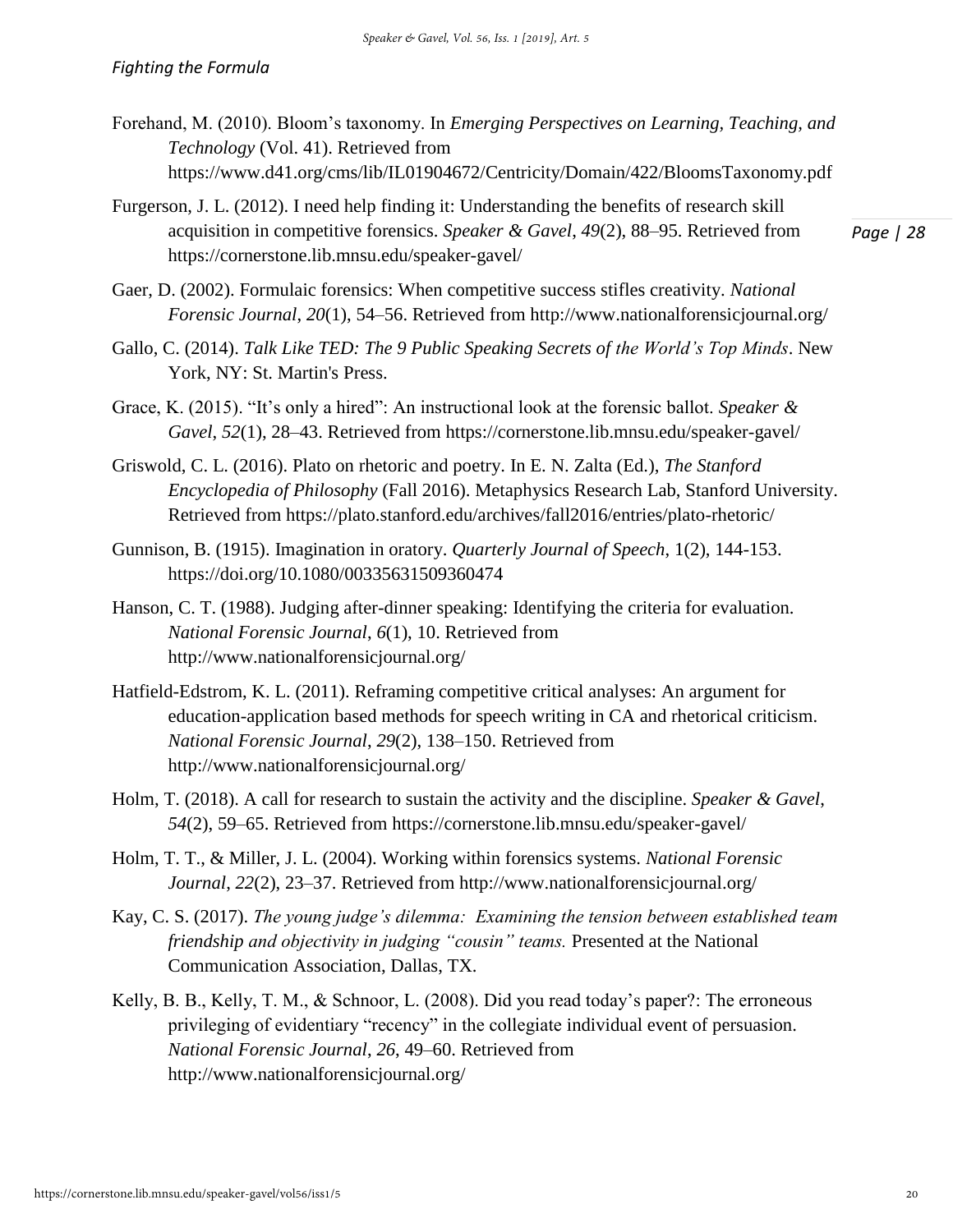Forehand, M. (2010). Bloom's taxonomy. In *Emerging Perspectives on Learning, Teaching, and Technology* (Vol. 41). Retrieved from https://www.d41.org/cms/lib/IL01904672/Centricity/Domain/422/BloomsTaxonomy.pdf

Furgerson, J. L. (2012). I need help finding it: Understanding the benefits of research skill acquisition in competitive forensics. *Speaker & Gavel*, *49*(2), 88–95. Retrieved from https://cornerstone.lib.mnsu.edu/speaker-gavel/

Gaer, D. (2002). Formulaic forensics: When competitive success stifles creativity. *National Forensic Journal*, *20*(1), 54–56. Retrieved from http://www.nationalforensicjournal.org/

Gallo, C. (2014). *Talk Like TED: The 9 Public Speaking Secrets of the World's Top Minds*. New York, NY: St. Martin's Press.

Grace, K. (2015). "It's only a hired": An instructional look at the forensic ballot. *Speaker & Gavel*, *52*(1), 28–43. Retrieved from https://cornerstone.lib.mnsu.edu/speaker-gavel/

Griswold, C. L. (2016). Plato on rhetoric and poetry. In E. N. Zalta (Ed.), *The Stanford Encyclopedia of Philosophy* (Fall 2016). Metaphysics Research Lab, Stanford University. Retrieved from https://plato.stanford.edu/archives/fall2016/entries/plato-rhetoric/

Gunnison, B. (1915). Imagination in oratory. *Quarterly Journal of Speech*, 1(2), 144-153. https://doi.org/10.1080/00335631509360474

Hanson, C. T. (1988). Judging after-dinner speaking: Identifying the criteria for evaluation. *National Forensic Journal*, *6*(1), 10. Retrieved from http://www.nationalforensicjournal.org/

Hatfield-Edstrom, K. L. (2011). Reframing competitive critical analyses: An argument for education-application based methods for speech writing in CA and rhetorical criticism. *National Forensic Journal*, *29*(2), 138–150. Retrieved from http://www.nationalforensicjournal.org/

Holm, T. (2018). A call for research to sustain the activity and the discipline. *Speaker & Gavel*, *54*(2), 59–65. Retrieved from https://cornerstone.lib.mnsu.edu/speaker-gavel/

Holm, T. T., & Miller, J. L. (2004). Working within forensics systems. *National Forensic Journal*, *22*(2), 23–37. Retrieved from http://www.nationalforensicjournal.org/

Kay, C. S. (2017). *The young judge's dilemma: Examining the tension between established team friendship and objectivity in judging "cousin" teams.* Presented at the National Communication Association, Dallas, TX.

Kelly, B. B., Kelly, T. M., & Schnoor, L. (2008). Did you read today's paper?: The erroneous privileging of evidentiary "recency" in the collegiate individual event of persuasion. *National Forensic Journal*, *26*, 49–60. Retrieved from http://www.nationalforensicjournal.org/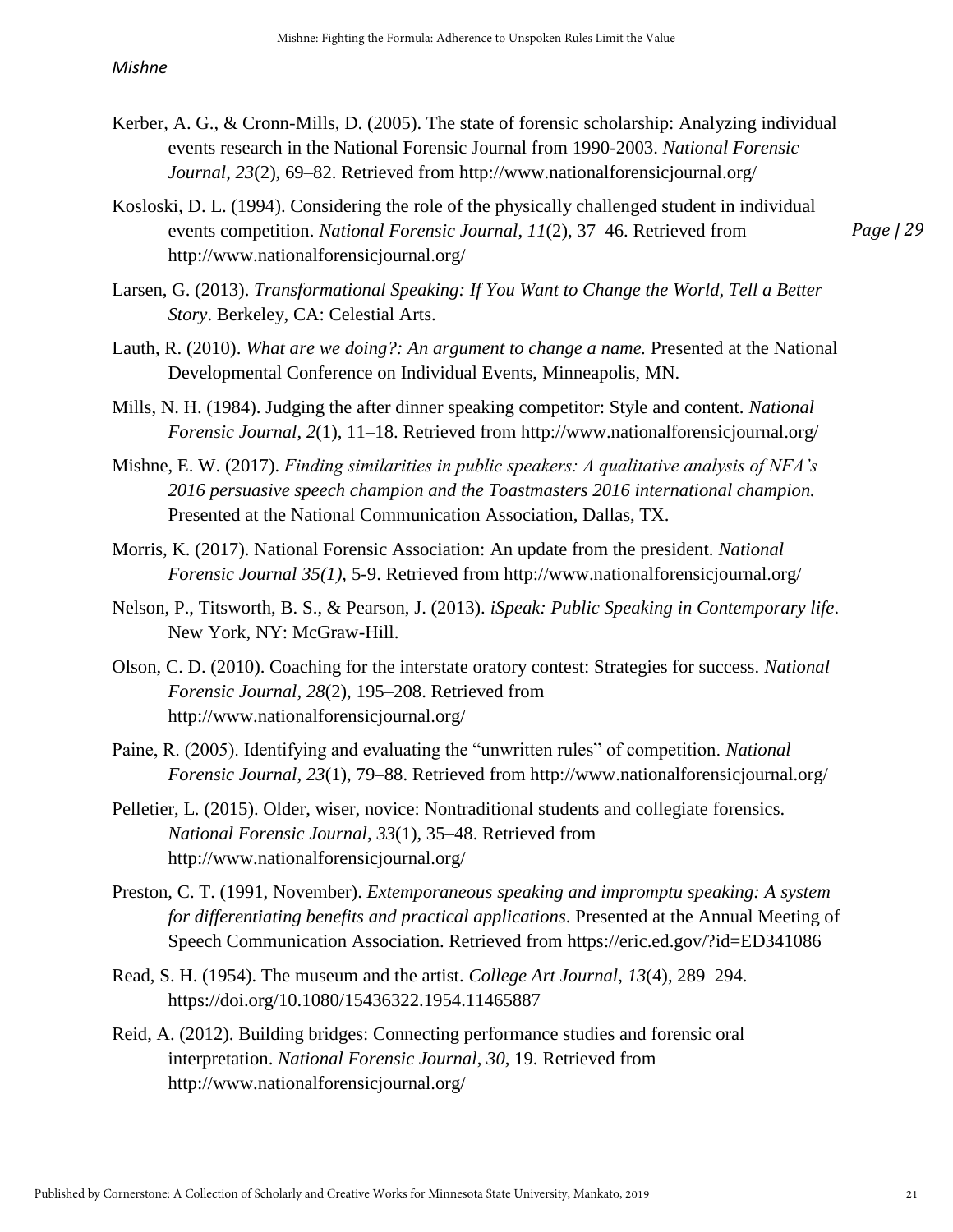Kerber, A. G., & Cronn-Mills, D. (2005). The state of forensic scholarship: Analyzing individual events research in the National Forensic Journal from 1990-2003. *National Forensic Journal*, *23*(2), 69–82. Retrieved from http://www.nationalforensicjournal.org/

Kosloski, D. L. (1994). Considering the role of the physically challenged student in individual events competition. *National Forensic Journal*, *11*(2), 37–46. Retrieved from http://www.nationalforensicjournal.org/

Larsen, G. (2013). *Transformational Speaking: If You Want to Change the World, Tell a Better Story*. Berkeley, CA: Celestial Arts.

Lauth, R. (2010). *What are we doing?: An argument to change a name.* Presented at the National Developmental Conference on Individual Events, Minneapolis, MN.

Mills, N. H. (1984). Judging the after dinner speaking competitor: Style and content. *National Forensic Journal*, *2*(1), 11–18. Retrieved from http://www.nationalforensicjournal.org/

Mishne, E. W. (2017). *Finding similarities in public speakers: A qualitative analysis of NFA's 2016 persuasive speech champion and the Toastmasters 2016 international champion.* Presented at the National Communication Association, Dallas, TX.

Morris, K. (2017). National Forensic Association: An update from the president. *National Forensic Journal 35(1),* 5-9. Retrieved from http://www.nationalforensicjournal.org/

Nelson, P., Titsworth, B. S., & Pearson, J. (2013). *iSpeak: Public Speaking in Contemporary life*. New York, NY: McGraw-Hill.

Olson, C. D. (2010). Coaching for the interstate oratory contest: Strategies for success. *National Forensic Journal*, *28*(2), 195–208. Retrieved from http://www.nationalforensicjournal.org/

Paine, R. (2005). Identifying and evaluating the "unwritten rules" of competition. *National Forensic Journal*, *23*(1), 79–88. Retrieved from http://www.nationalforensicjournal.org/

Pelletier, L. (2015). Older, wiser, novice: Nontraditional students and collegiate forensics. *National Forensic Journal*, *33*(1), 35–48. Retrieved from http://www.nationalforensicjournal.org/

Preston, C. T. (1991, November). *Extemporaneous speaking and impromptu speaking: A system for differentiating benefits and practical applications*. Presented at the Annual Meeting of Speech Communication Association. Retrieved from https://eric.ed.gov/?id=ED341086

Read, S. H. (1954). The museum and the artist. *College Art Journal*, *13*(4), 289–294. https://doi.org/10.1080/15436322.1954.11465887

Reid, A. (2012). Building bridges: Connecting performance studies and forensic oral interpretation. *National Forensic Journal*, *30*, 19. Retrieved from http://www.nationalforensicjournal.org/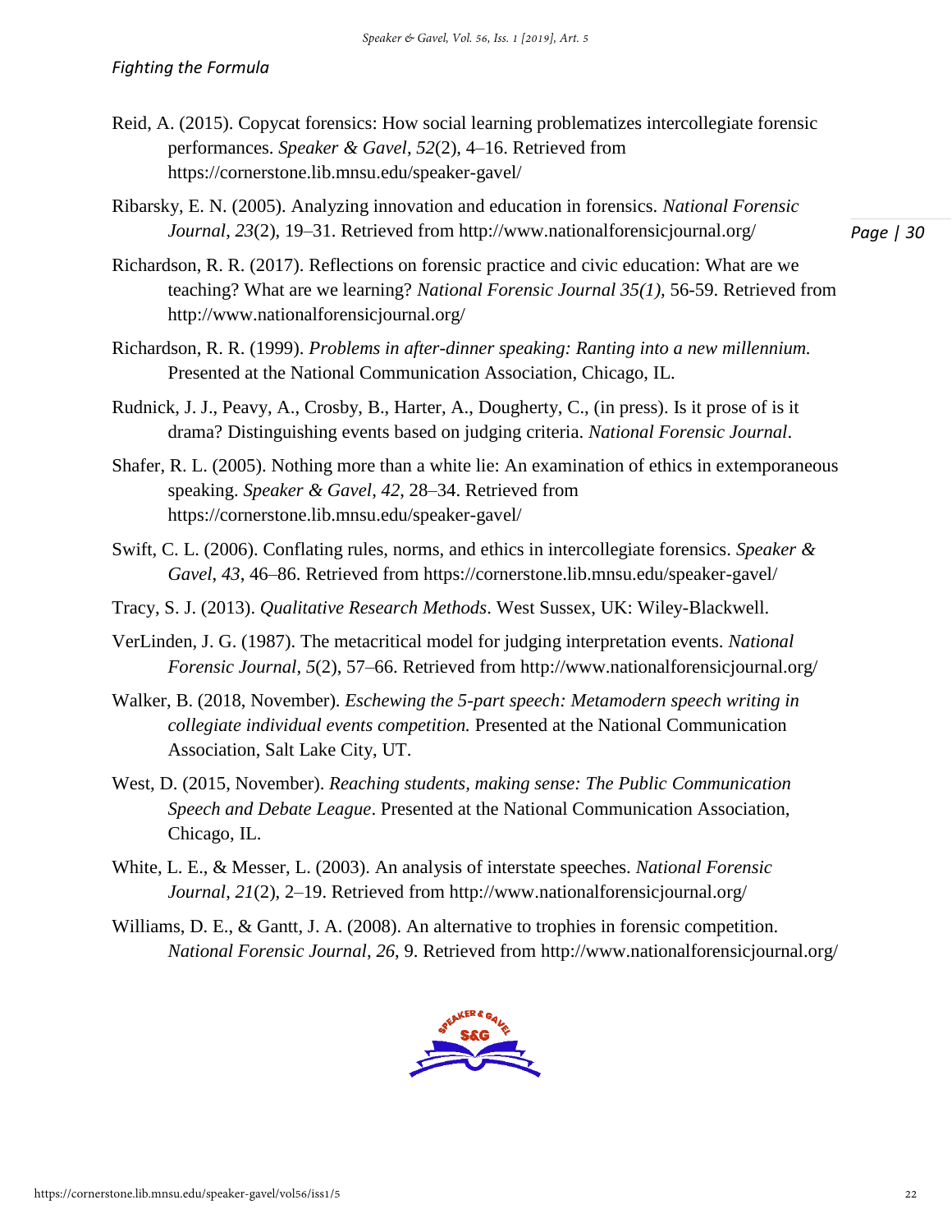Reid, A. (2015). Copycat forensics: How social learning problematizes intercollegiate forensic performances. *Speaker & Gavel*, *52*(2), 4–16. Retrieved from https://cornerstone.lib.mnsu.edu/speaker-gavel/

Ribarsky, E. N. (2005). Analyzing innovation and education in forensics. *National Forensic Journal*, *23*(2), 19–31. Retrieved from http://www.nationalforensicjournal.org/

Richardson, R. R. (2017). Reflections on forensic practice and civic education: What are we teaching? What are we learning? *National Forensic Journal 35(1),* 56-59. Retrieved from http://www.nationalforensicjournal.org/

Richardson, R. R. (1999). *Problems in after-dinner speaking: Ranting into a new millennium.* Presented at the National Communication Association, Chicago, IL.

Rudnick, J. J., Peavy, A., Crosby, B., Harter, A., Dougherty, C., (in press). Is it prose of is it drama? Distinguishing events based on judging criteria. *National Forensic Journal*.

Shafer, R. L. (2005). Nothing more than a white lie: An examination of ethics in extemporaneous speaking. *Speaker & Gavel*, *42*, 28–34. Retrieved from https://cornerstone.lib.mnsu.edu/speaker-gavel/

Swift, C. L. (2006). Conflating rules, norms, and ethics in intercollegiate forensics. *Speaker & Gavel*, *43*, 46–86. Retrieved from https://cornerstone.lib.mnsu.edu/speaker-gavel/

Tracy, S. J. (2013). *Qualitative Research Methods*. West Sussex, UK: Wiley-Blackwell.

VerLinden, J. G. (1987). The metacritical model for judging interpretation events. *National Forensic Journal*, *5*(2), 57–66. Retrieved from http://www.nationalforensicjournal.org/

Walker, B. (2018, November). *Eschewing the 5-part speech: Metamodern speech writing in collegiate individual events competition.* Presented at the National Communication Association, Salt Lake City, UT.

West, D. (2015, November). *Reaching students, making sense: The Public Communication Speech and Debate League*. Presented at the National Communication Association, Chicago, IL.

White, L. E., & Messer, L. (2003). An analysis of interstate speeches. *National Forensic Journal*, *21*(2), 2–19. Retrieved from http://www.nationalforensicjournal.org/

Williams, D. E., & Gantt, J. A. (2008). An alternative to trophies in forensic competition. *National Forensic Journal*, *26*, 9. Retrieved from http://www.nationalforensicjournal.org/